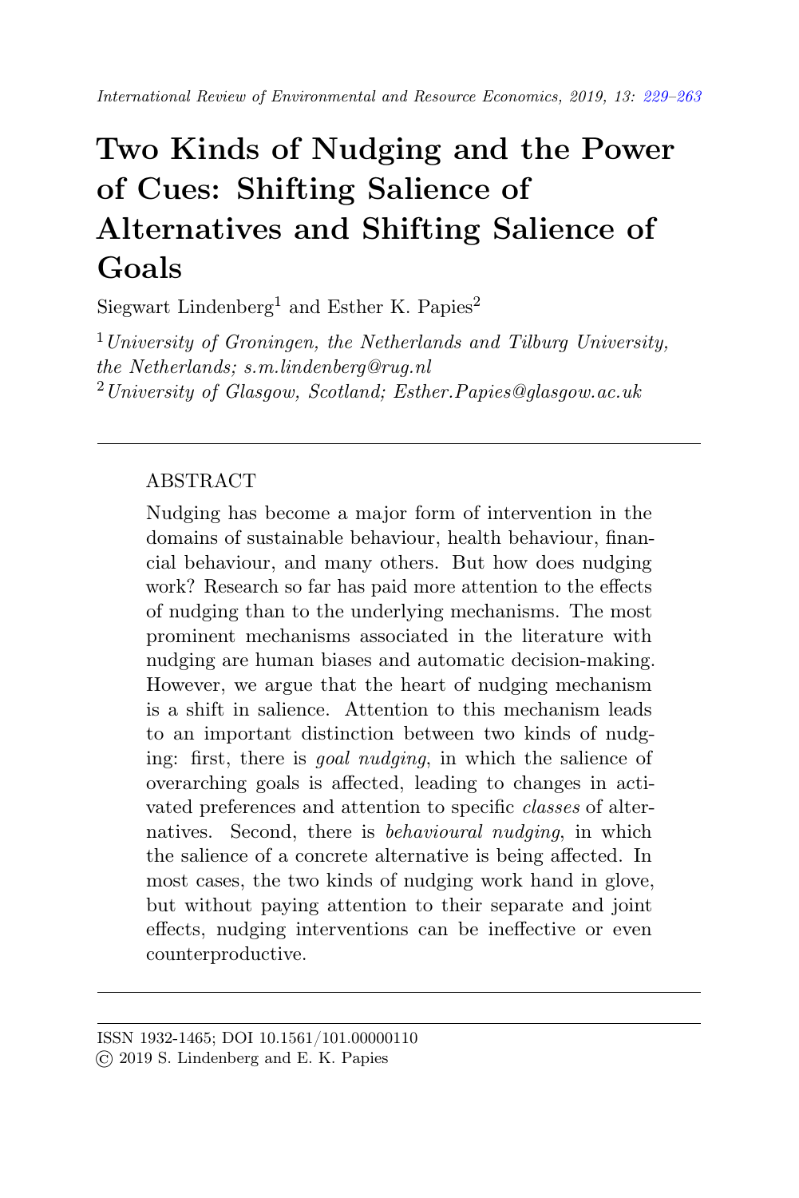# Two Kinds of Nudging and the Power of Cues: Shifting Salience of Alternatives and Shifting Salience of Goals

Siegwart Lindenberg[1] and Esther K. Papies[2]

[1] *University of Groningen, the Netherlands and Tilburg University, the Netherlands; s.m.lindenberg@rug.nl*
[2] *University of Glasgow, Scotland; Esther.Papies@glasgow.ac.uk*

---

## ABSTRACT

Nudging has become a major form of intervention in the domains of sustainable behaviour, health behaviour, financial behaviour, and many others. But how does nudging work? Research so far has paid more attention to the effects of nudging than to the underlying mechanisms. The most prominent mechanisms associated in the literature with nudging are human biases and automatic decision-making. However, we argue that the heart of nudging mechanism is a shift in salience. Attention to this mechanism leads to an important distinction between two kinds of nudging: first, there is *goal nudging*, in which the salience of overarching goals is affected, leading to changes in activated preferences and attention to specific *classes* of alternatives. Second, there is *behavioural nudging*, in which the salience of a concrete alternative is being affected. In most cases, the two kinds of nudging work hand in glove, but without paying attention to their separate and joint effects, nudging interventions can be ineffective or even counterproductive.

---

ISSN 1932-1465; DOI 10.1561/101.00000110
© 2019 S. Lindenberg and E. K. Papies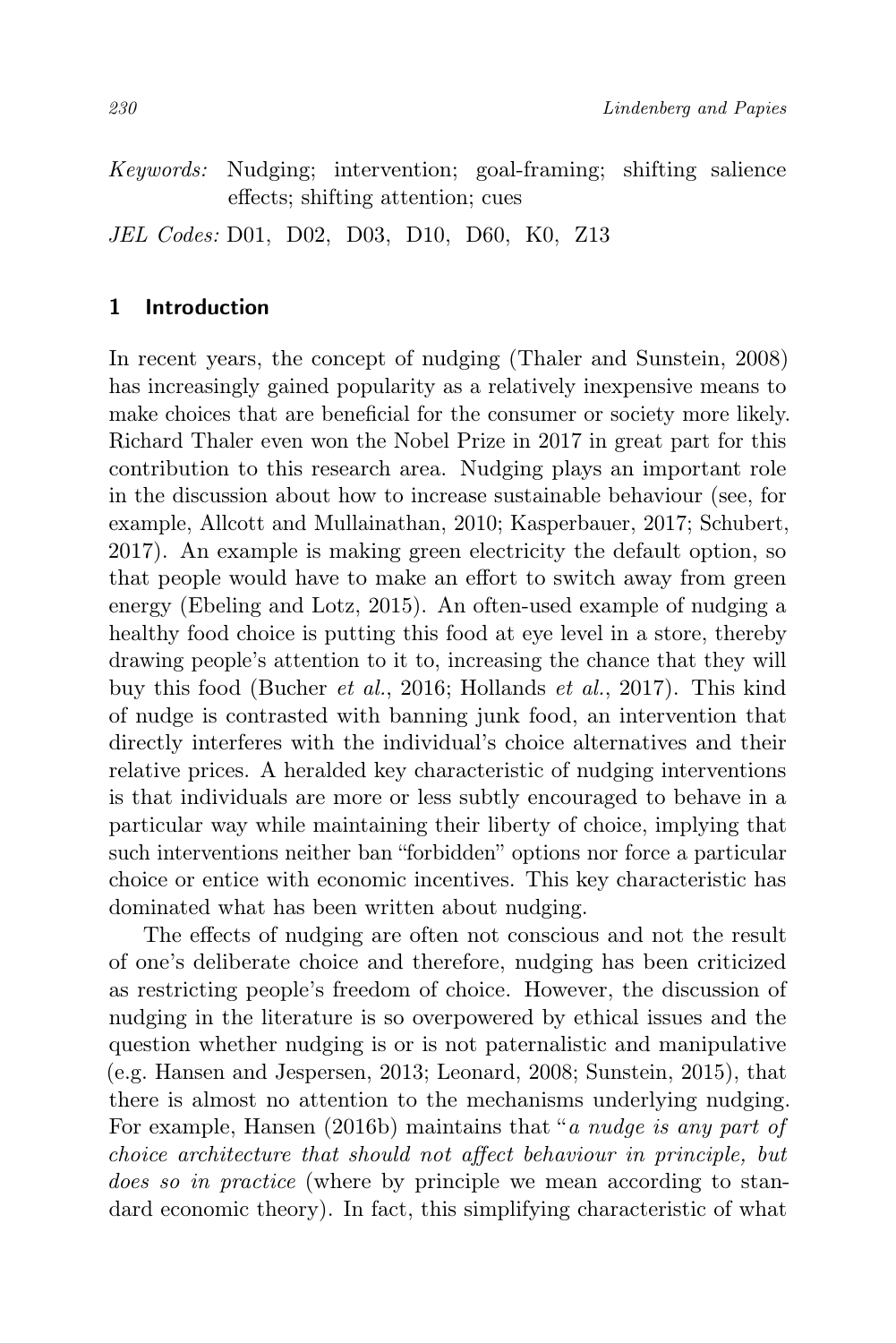*Keywords:* Nudging; intervention; goal-framing; shifting salience effects; shifting attention; cues

*JEL Codes:* D01, D02, D03, D10, D60, K0, Z13

## 1 Introduction

In recent years, the concept of nudging (Thaler and Sunstein, 2008) has increasingly gained popularity as a relatively inexpensive means to make choices that are beneficial for the consumer or society more likely. Richard Thaler even won the Nobel Prize in 2017 in great part for this contribution to this research area. Nudging plays an important role in the discussion about how to increase sustainable behaviour (see, for example, Allcott and Mullainathan, 2010; Kasperbauer, 2017; Schubert, 2017). An example is making green electricity the default option, so that people would have to make an effort to switch away from green energy (Ebeling and Lotz, 2015). An often-used example of nudging a healthy food choice is putting this food at eye level in a store, thereby drawing people's attention to it to, increasing the chance that they will buy this food (Bucher *et al.*, 2016; Hollands *et al.*, 2017). This kind of nudge is contrasted with banning junk food, an intervention that directly interferes with the individual's choice alternatives and their relative prices. A heralded key characteristic of nudging interventions is that individuals are more or less subtly encouraged to behave in a particular way while maintaining their liberty of choice, implying that such interventions neither ban "forbidden" options nor force a particular choice or entice with economic incentives. This key characteristic has dominated what has been written about nudging.

The effects of nudging are often not conscious and not the result of one's deliberate choice and therefore, nudging has been criticized as restricting people's freedom of choice. However, the discussion of nudging in the literature is so overpowered by ethical issues and the question whether nudging is or is not paternalistic and manipulative (e.g. Hansen and Jespersen, 2013; Leonard, 2008; Sunstein, 2015), that there is almost no attention to the mechanisms underlying nudging. For example, Hansen (2016b) maintains that "*a nudge is any part of choice architecture that should not affect behaviour in principle, but does so in practice* (where by principle we mean according to standard economic theory). In fact, this simplifying characteristic of what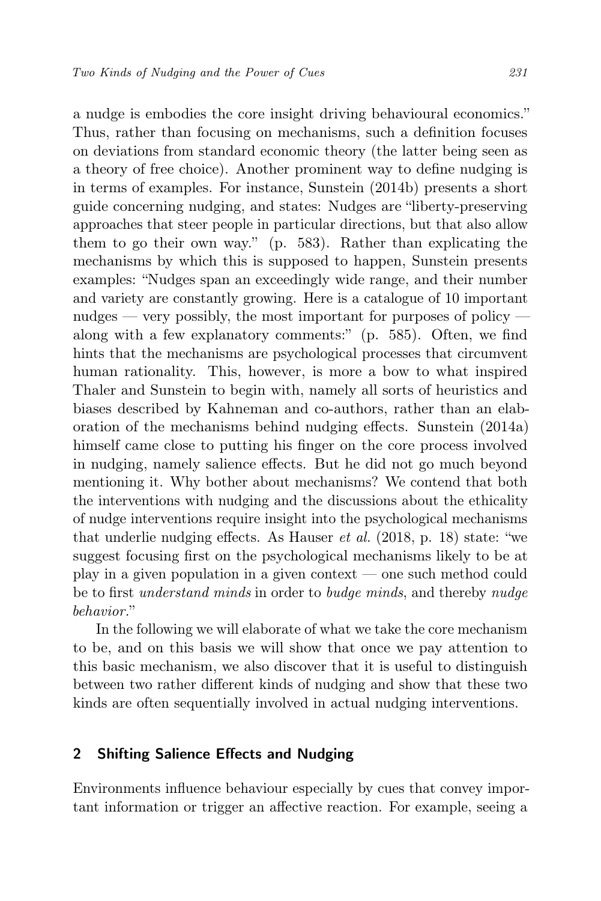a nudge is embodies the core insight driving behavioural economics." Thus, rather than focusing on mechanisms, such a definition focuses on deviations from standard economic theory (the latter being seen as a theory of free choice). Another prominent way to define nudging is in terms of examples. For instance, Sunstein (2014b) presents a short guide concerning nudging, and states: Nudges are "liberty-preserving approaches that steer people in particular directions, but that also allow them to go their own way." (p. 583). Rather than explicating the mechanisms by which this is supposed to happen, Sunstein presents examples: "Nudges span an exceedingly wide range, and their number and variety are constantly growing. Here is a catalogue of 10 important nudges — very possibly, the most important for purposes of policy — along with a few explanatory comments:" (p. 585). Often, we find hints that the mechanisms are psychological processes that circumvent human rationality. This, however, is more a bow to what inspired Thaler and Sunstein to begin with, namely all sorts of heuristics and biases described by Kahneman and co-authors, rather than an elaboration of the mechanisms behind nudging effects. Sunstein (2014a) himself came close to putting his finger on the core process involved in nudging, namely salience effects. But he did not go much beyond mentioning it. Why bother about mechanisms? We contend that both the interventions with nudging and the discussions about the ethicality of nudge interventions require insight into the psychological mechanisms that underlie nudging effects. As Hauser *et al.* (2018, p. 18) state: "we suggest focusing first on the psychological mechanisms likely to be at play in a given population in a given context — one such method could be to first *understand minds* in order to *budge minds*, and thereby *nudge behavior*."

In the following we will elaborate of what we take the core mechanism to be, and on this basis we will show that once we pay attention to this basic mechanism, we also discover that it is useful to distinguish between two rather different kinds of nudging and show that these two kinds are often sequentially involved in actual nudging interventions.

## 2 Shifting Salience Effects and Nudging

Environments influence behaviour especially by cues that convey important information or trigger an affective reaction. For example, seeing a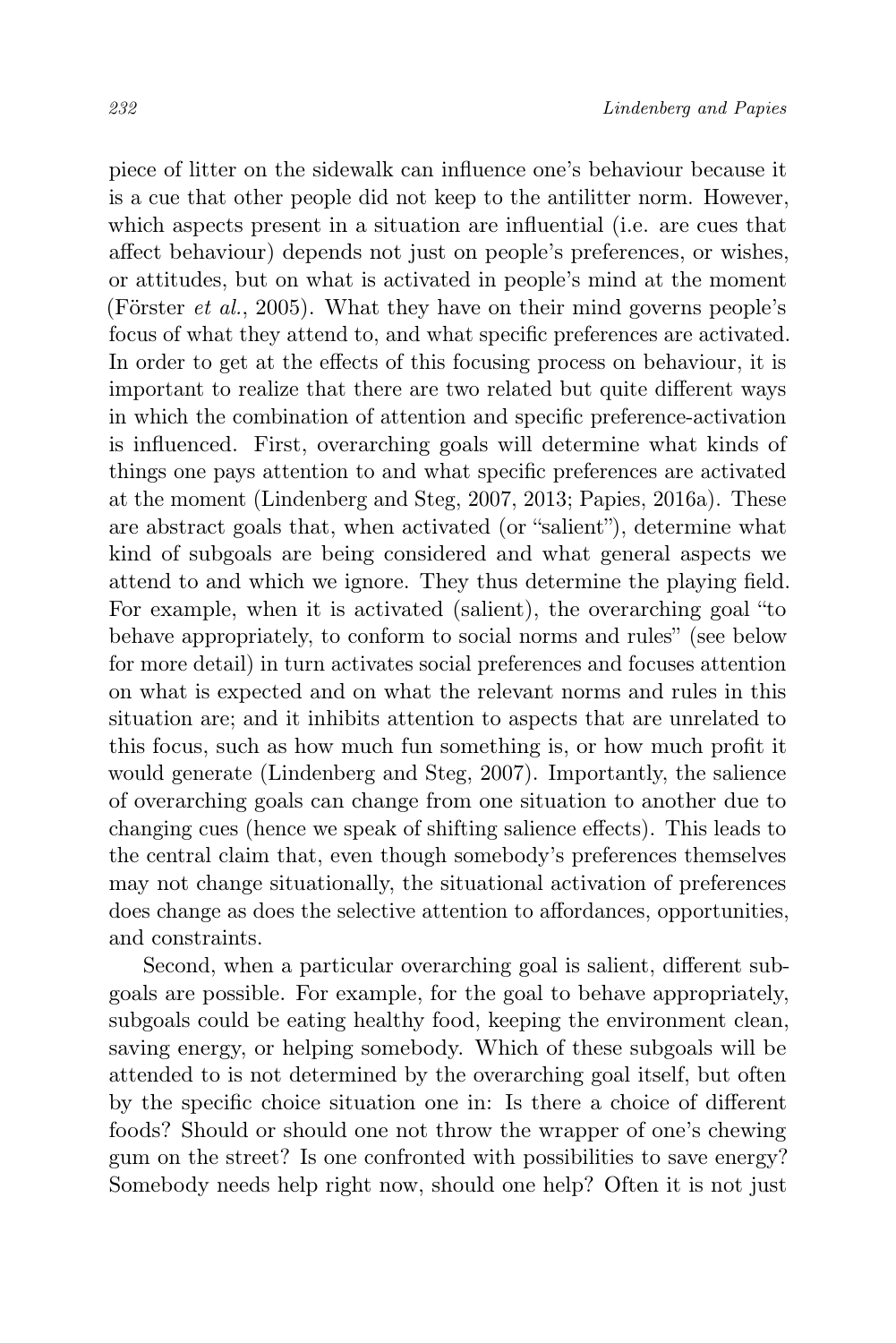piece of litter on the sidewalk can influence one's behaviour because it is a cue that other people did not keep to the antilitter norm. However, which aspects present in a situation are influential (i.e. are cues that affect behaviour) depends not just on people's preferences, or wishes, or attitudes, but on what is activated in people's mind at the moment (Förster *et al.*, 2005). What they have on their mind governs people's focus of what they attend to, and what specific preferences are activated. In order to get at the effects of this focusing process on behaviour, it is important to realize that there are two related but quite different ways in which the combination of attention and specific preference-activation is influenced. First, overarching goals will determine what kinds of things one pays attention to and what specific preferences are activated at the moment (Lindenberg and Steg, 2007, 2013; Papies, 2016a). These are abstract goals that, when activated (or "salient"), determine what kind of subgoals are being considered and what general aspects we attend to and which we ignore. They thus determine the playing field. For example, when it is activated (salient), the overarching goal "to behave appropriately, to conform to social norms and rules" (see below for more detail) in turn activates social preferences and focuses attention on what is expected and on what the relevant norms and rules in this situation are; and it inhibits attention to aspects that are unrelated to this focus, such as how much fun something is, or how much profit it would generate (Lindenberg and Steg, 2007). Importantly, the salience of overarching goals can change from one situation to another due to changing cues (hence we speak of shifting salience effects). This leads to the central claim that, even though somebody's preferences themselves may not change situationally, the situational activation of preferences does change as does the selective attention to affordances, opportunities, and constraints.

Second, when a particular overarching goal is salient, different subgoals are possible. For example, for the goal to behave appropriately, subgoals could be eating healthy food, keeping the environment clean, saving energy, or helping somebody. Which of these subgoals will be attended to is not determined by the overarching goal itself, but often by the specific choice situation one in: Is there a choice of different foods? Should or should one not throw the wrapper of one's chewing gum on the street? Is one confronted with possibilities to save energy? Somebody needs help right now, should one help? Often it is not just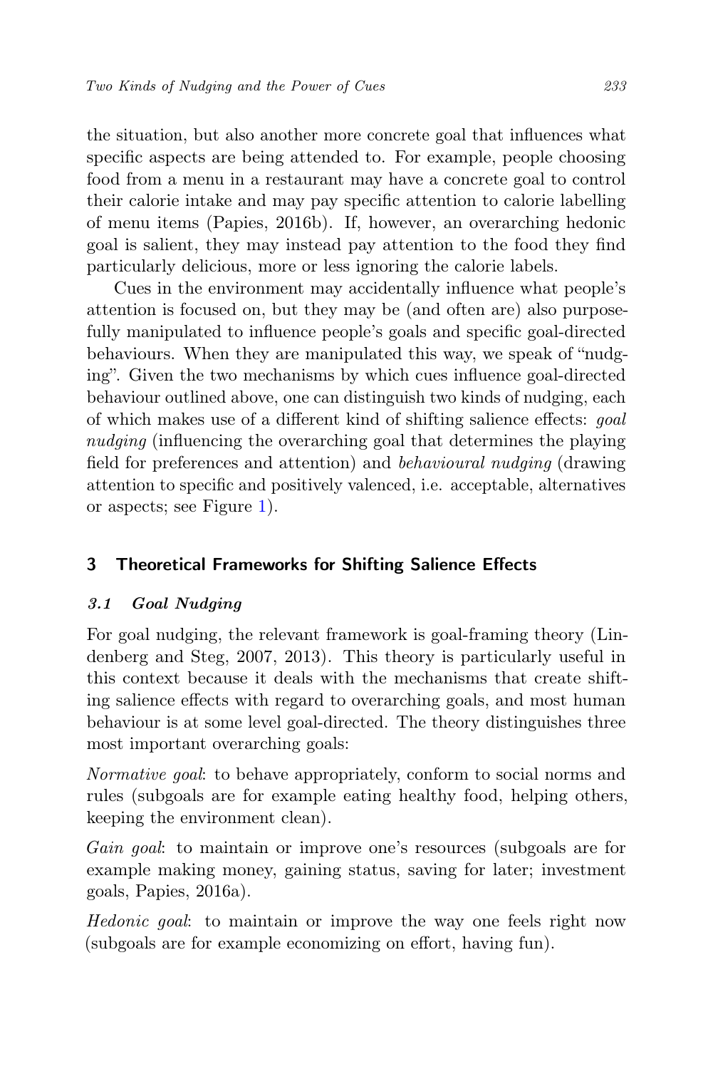the situation, but also another more concrete goal that influences what specific aspects are being attended to. For example, people choosing food from a menu in a restaurant may have a concrete goal to control their calorie intake and may pay specific attention to calorie labelling of menu items (Papies, 2016b). If, however, an overarching hedonic goal is salient, they may instead pay attention to the food they find particularly delicious, more or less ignoring the calorie labels.

Cues in the environment may accidentally influence what people's attention is focused on, but they may be (and often are) also purposefully manipulated to influence people's goals and specific goal-directed behaviours. When they are manipulated this way, we speak of "nudging". Given the two mechanisms by which cues influence goal-directed behaviour outlined above, one can distinguish two kinds of nudging, each of which makes use of a different kind of shifting salience effects: *goal nudging* (influencing the overarching goal that determines the playing field for preferences and attention) and *behavioural nudging* (drawing attention to specific and positively valenced, i.e. acceptable, alternatives or aspects; see Figure 1).

## 3 Theoretical Frameworks for Shifting Salience Effects

### 3.1 Goal Nudging

For goal nudging, the relevant framework is goal-framing theory (Lindenberg and Steg, 2007, 2013). This theory is particularly useful in this context because it deals with the mechanisms that create shifting salience effects with regard to overarching goals, and most human behaviour is at some level goal-directed. The theory distinguishes three most important overarching goals:

*Normative goal*: to behave appropriately, conform to social norms and rules (subgoals are for example eating healthy food, helping others, keeping the environment clean).

*Gain goal*: to maintain or improve one's resources (subgoals are for example making money, gaining status, saving for later; investment goals, Papies, 2016a).

*Hedonic goal*: to maintain or improve the way one feels right now (subgoals are for example economizing on effort, having fun).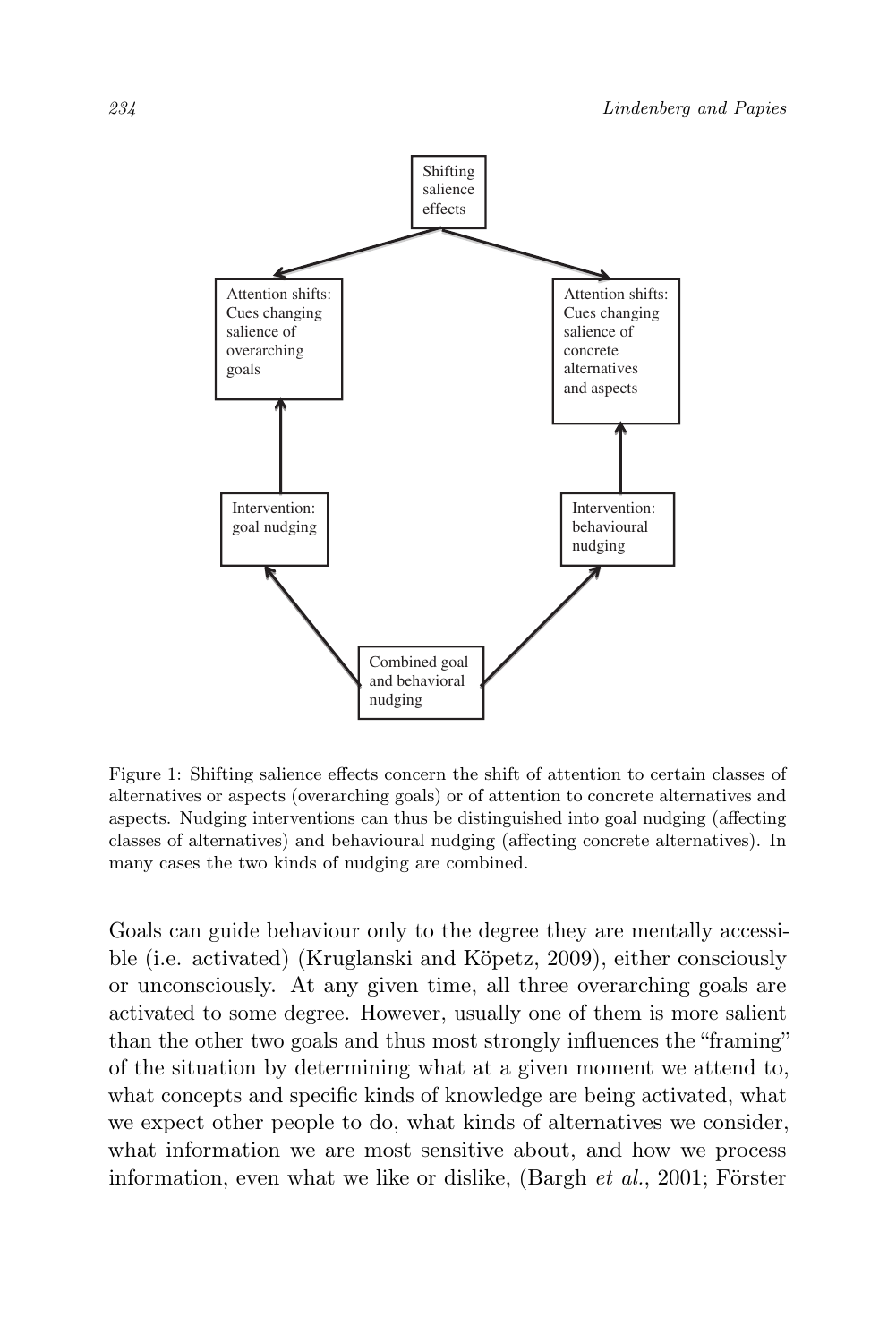Shifting salience effects

Attention shifts: Cues changing salience of overarching goals

Attention shifts: Cues changing salience of concrete alternatives and aspects

Intervention: goal nudging

Intervention: behavioural nudging

Combined goal and behavioral nudging

Figure 1: Shifting salience effects concern the shift of attention to certain classes of alternatives or aspects (overarching goals) or of attention to concrete alternatives and aspects. Nudging interventions can thus be distinguished into goal nudging (affecting classes of alternatives) and behavioural nudging (affecting concrete alternatives). In many cases the two kinds of nudging are combined.

Goals can guide behaviour only to the degree they are mentally accessible (i.e. activated) (Kruglanski and Köpetz, 2009), either consciously or unconsciously. At any given time, all three overarching goals are activated to some degree. However, usually one of them is more salient than the other two goals and thus most strongly influences the "framing" of the situation by determining what at a given moment we attend to, what concepts and specific kinds of knowledge are being activated, what we expect other people to do, what kinds of alternatives we consider, what information we are most sensitive about, and how we process information, even what we like or dislike, (Bargh *et al.*, 2001; Förster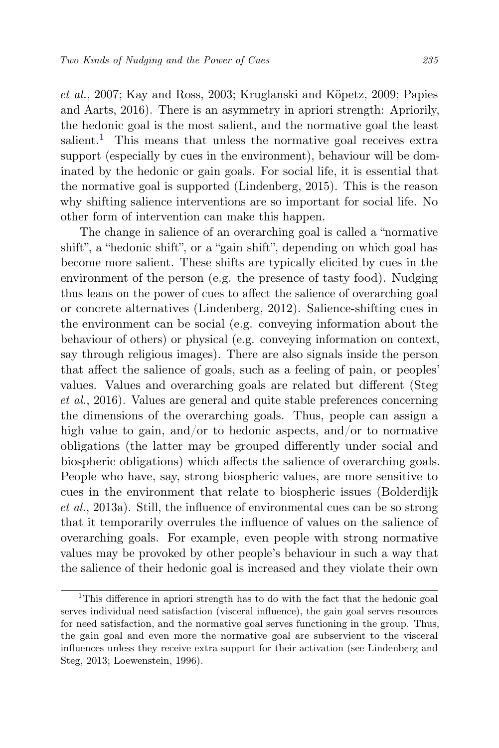*et al.*, 2007; Kay and Ross, 2003; Kruglanski and Köpetz, 2009; Papies and Aarts, 2016). There is an asymmetry in apriori strength: Apriorily, the hedonic goal is the most salient, and the normative goal the least salient.[1] This means that unless the normative goal receives extra support (especially by cues in the environment), behaviour will be dominated by the hedonic or gain goals. For social life, it is essential that the normative goal is supported (Lindenberg, 2015). This is the reason why shifting salience interventions are so important for social life. No other form of intervention can make this happen.

The change in salience of an overarching goal is called a "normative shift", a "hedonic shift", or a "gain shift", depending on which goal has become more salient. These shifts are typically elicited by cues in the environment of the person (e.g. the presence of tasty food). Nudging thus leans on the power of cues to affect the salience of overarching goal or concrete alternatives (Lindenberg, 2012). Salience-shifting cues in the environment can be social (e.g. conveying information about the behaviour of others) or physical (e.g. conveying information on context, say through religious images). There are also signals inside the person that affect the salience of goals, such as a feeling of pain, or peoples' values. Values and overarching goals are related but different (Steg *et al.*, 2016). Values are general and quite stable preferences concerning the dimensions of the overarching goals. Thus, people can assign a high value to gain, and/or to hedonic aspects, and/or to normative obligations (the latter may be grouped differently under social and biospheric obligations) which affects the salience of overarching goals. People who have, say, strong biospheric values, are more sensitive to cues in the environment that relate to biospheric issues (Bolderdijk *et al.*, 2013a). Still, the influence of environmental cues can be so strong that it temporarily overrules the influence of values on the salience of overarching goals. For example, even people with strong normative values may be provoked by other people's behaviour in such a way that the salience of their hedonic goal is increased and they violate their own

[1] This difference in apriori strength has to do with the fact that the hedonic goal serves individual need satisfaction (visceral influence), the gain goal serves resources for need satisfaction, and the normative goal serves functioning in the group. Thus, the gain goal and even more the normative goal are subservient to the visceral influences unless they receive extra support for their activation (see Lindenberg and Steg, 2013; Loewenstein, 1996).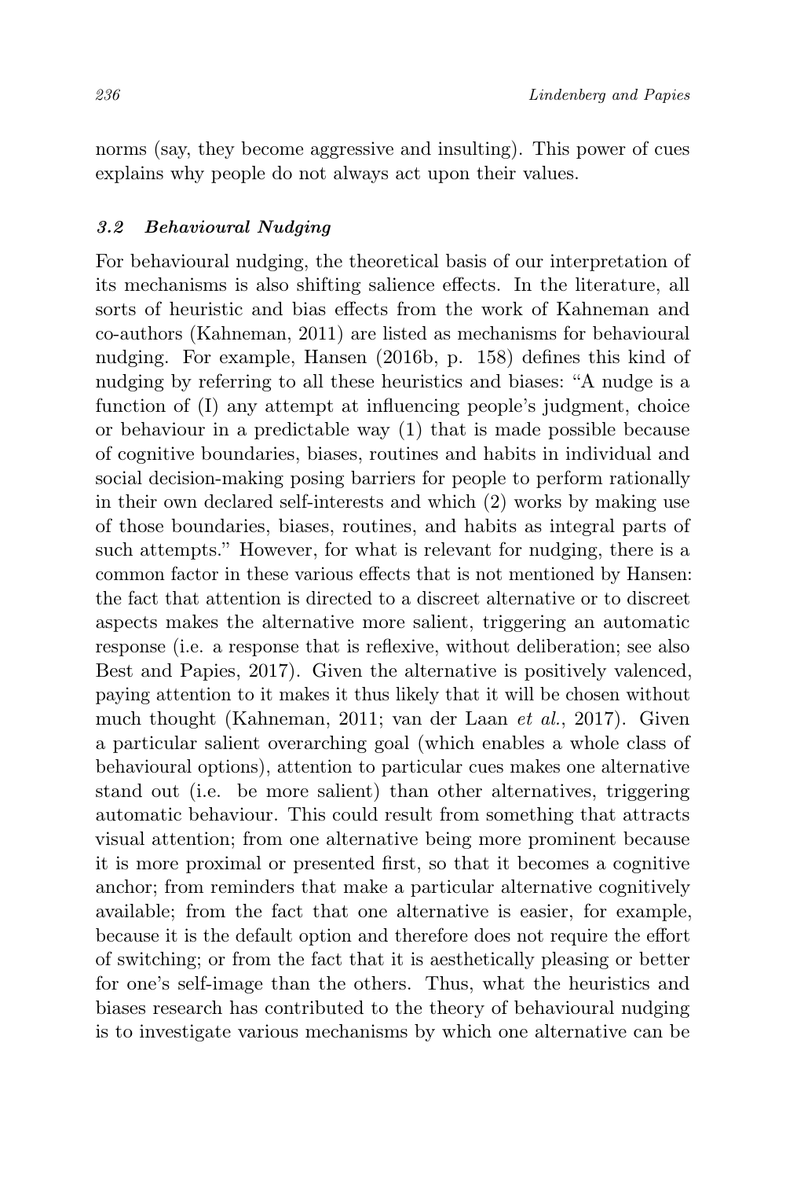norms (say, they become aggressive and insulting). This power of cues explains why people do not always act upon their values.

### *3.2 Behavioural Nudging*

For behavioural nudging, the theoretical basis of our interpretation of its mechanisms is also shifting salience effects. In the literature, all sorts of heuristic and bias effects from the work of Kahneman and co-authors (Kahneman, 2011) are listed as mechanisms for behavioural nudging. For example, Hansen (2016b, p. 158) defines this kind of nudging by referring to all these heuristics and biases: "A nudge is a function of (I) any attempt at influencing people's judgment, choice or behaviour in a predictable way (1) that is made possible because of cognitive boundaries, biases, routines and habits in individual and social decision-making posing barriers for people to perform rationally in their own declared self-interests and which (2) works by making use of those boundaries, biases, routines, and habits as integral parts of such attempts." However, for what is relevant for nudging, there is a common factor in these various effects that is not mentioned by Hansen: the fact that attention is directed to a discreet alternative or to discreet aspects makes the alternative more salient, triggering an automatic response (i.e. a response that is reflexive, without deliberation; see also Best and Papies, 2017). Given the alternative is positively valenced, paying attention to it makes it thus likely that it will be chosen without much thought (Kahneman, 2011; van der Laan *et al.*, 2017). Given a particular salient overarching goal (which enables a whole class of behavioural options), attention to particular cues makes one alternative stand out (i.e. be more salient) than other alternatives, triggering automatic behaviour. This could result from something that attracts visual attention; from one alternative being more prominent because it is more proximal or presented first, so that it becomes a cognitive anchor; from reminders that make a particular alternative cognitively available; from the fact that one alternative is easier, for example, because it is the default option and therefore does not require the effort of switching; or from the fact that it is aesthetically pleasing or better for one's self-image than the others. Thus, what the heuristics and biases research has contributed to the theory of behavioural nudging is to investigate various mechanisms by which one alternative can be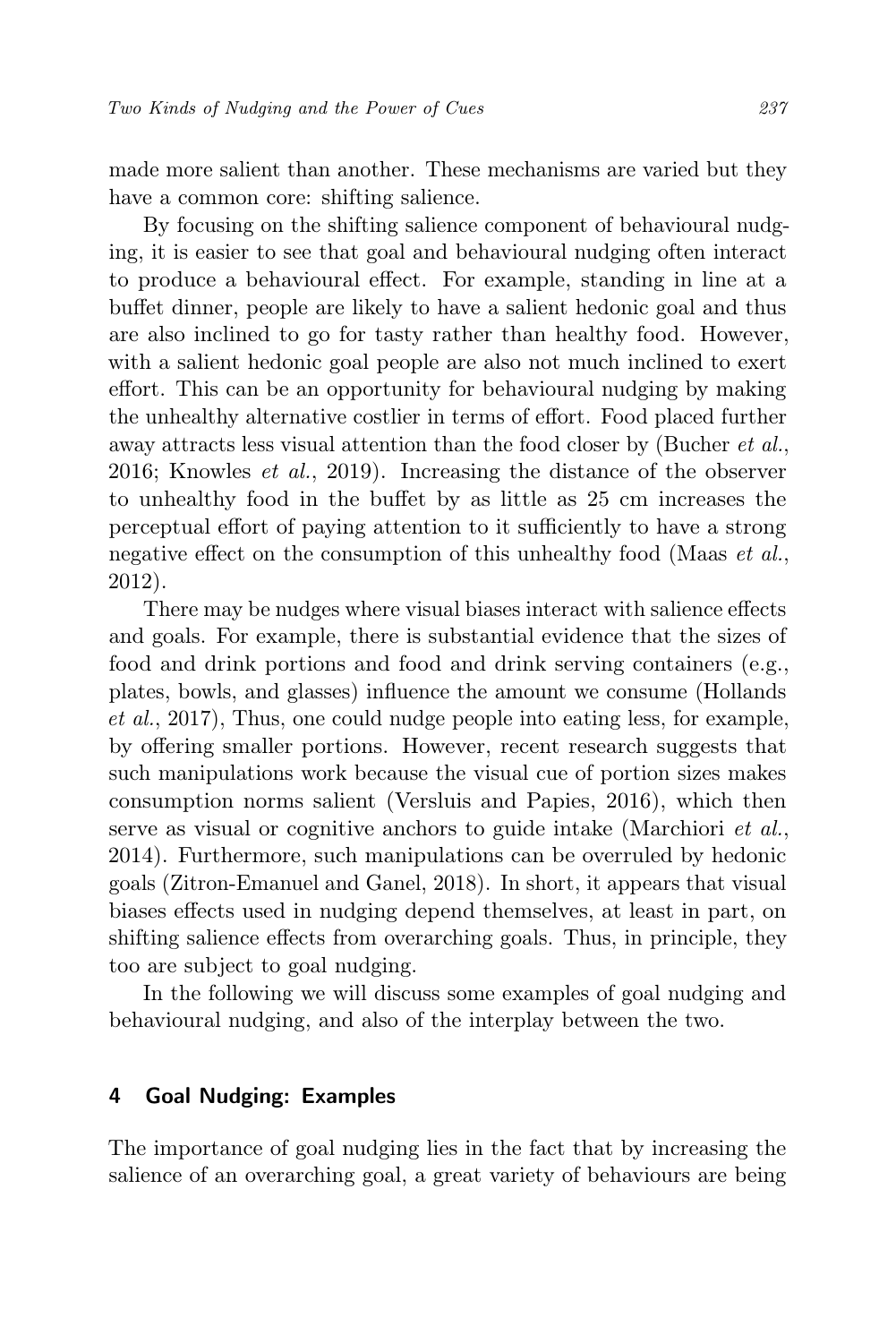made more salient than another. These mechanisms are varied but they have a common core: shifting salience.

By focusing on the shifting salience component of behavioural nudging, it is easier to see that goal and behavioural nudging often interact to produce a behavioural effect. For example, standing in line at a buffet dinner, people are likely to have a salient hedonic goal and thus are also inclined to go for tasty rather than healthy food. However, with a salient hedonic goal people are also not much inclined to exert effort. This can be an opportunity for behavioural nudging by making the unhealthy alternative costlier in terms of effort. Food placed further away attracts less visual attention than the food closer by (Bucher *et al.*, 2016; Knowles *et al.*, 2019). Increasing the distance of the observer to unhealthy food in the buffet by as little as 25 cm increases the perceptual effort of paying attention to it sufficiently to have a strong negative effect on the consumption of this unhealthy food (Maas *et al.*, 2012).

There may be nudges where visual biases interact with salience effects and goals. For example, there is substantial evidence that the sizes of food and drink portions and food and drink serving containers (e.g., plates, bowls, and glasses) influence the amount we consume (Hollands *et al.*, 2017), Thus, one could nudge people into eating less, for example, by offering smaller portions. However, recent research suggests that such manipulations work because the visual cue of portion sizes makes consumption norms salient (Versluis and Papies, 2016), which then serve as visual or cognitive anchors to guide intake (Marchiori *et al.*, 2014). Furthermore, such manipulations can be overruled by hedonic goals (Zitron-Emanuel and Ganel, 2018). In short, it appears that visual biases effects used in nudging depend themselves, at least in part, on shifting salience effects from overarching goals. Thus, in principle, they too are subject to goal nudging.

In the following we will discuss some examples of goal nudging and behavioural nudging, and also of the interplay between the two.

## 4 Goal Nudging: Examples

The importance of goal nudging lies in the fact that by increasing the salience of an overarching goal, a great variety of behaviours are being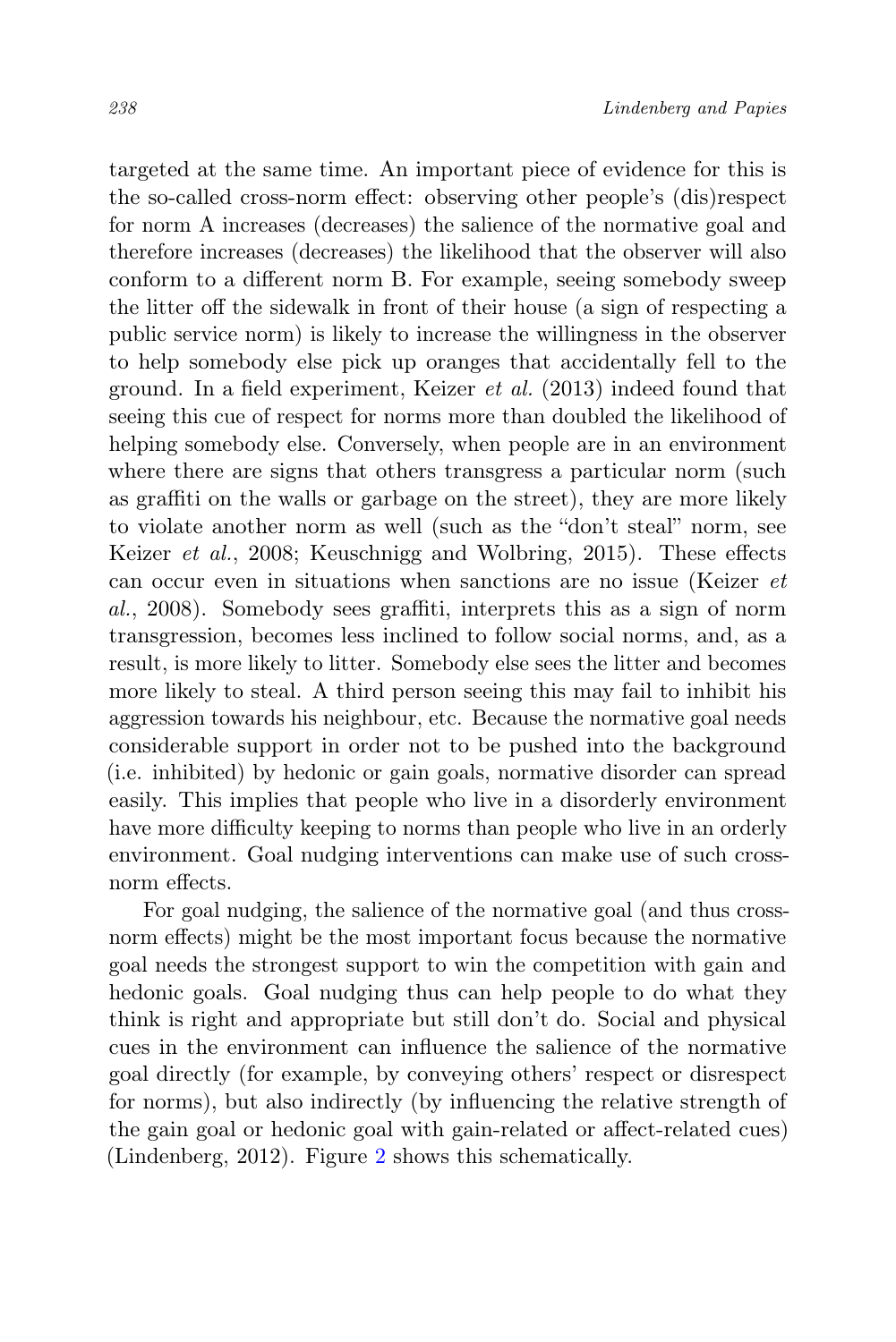targeted at the same time. An important piece of evidence for this is the so-called cross-norm effect: observing other people's (dis)respect for norm A increases (decreases) the salience of the normative goal and therefore increases (decreases) the likelihood that the observer will also conform to a different norm B. For example, seeing somebody sweep the litter off the sidewalk in front of their house (a sign of respecting a public service norm) is likely to increase the willingness in the observer to help somebody else pick up oranges that accidentally fell to the ground. In a field experiment, Keizer *et al.* (2013) indeed found that seeing this cue of respect for norms more than doubled the likelihood of helping somebody else. Conversely, when people are in an environment where there are signs that others transgress a particular norm (such as graffiti on the walls or garbage on the street), they are more likely to violate another norm as well (such as the "don't steal" norm, see Keizer *et al.*, 2008; Keuschnigg and Wolbring, 2015). These effects can occur even in situations when sanctions are no issue (Keizer *et al.*, 2008). Somebody sees graffiti, interprets this as a sign of norm transgression, becomes less inclined to follow social norms, and, as a result, is more likely to litter. Somebody else sees the litter and becomes more likely to steal. A third person seeing this may fail to inhibit his aggression towards his neighbour, etc. Because the normative goal needs considerable support in order not to be pushed into the background (i.e. inhibited) by hedonic or gain goals, normative disorder can spread easily. This implies that people who live in a disorderly environment have more difficulty keeping to norms than people who live in an orderly environment. Goal nudging interventions can make use of such cross-norm effects.

For goal nudging, the salience of the normative goal (and thus cross-norm effects) might be the most important focus because the normative goal needs the strongest support to win the competition with gain and hedonic goals. Goal nudging thus can help people to do what they think is right and appropriate but still don't do. Social and physical cues in the environment can influence the salience of the normative goal directly (for example, by conveying others' respect or disrespect for norms), but also indirectly (by influencing the relative strength of the gain goal or hedonic goal with gain-related or affect-related cues) (Lindenberg, 2012). Figure 2 shows this schematically.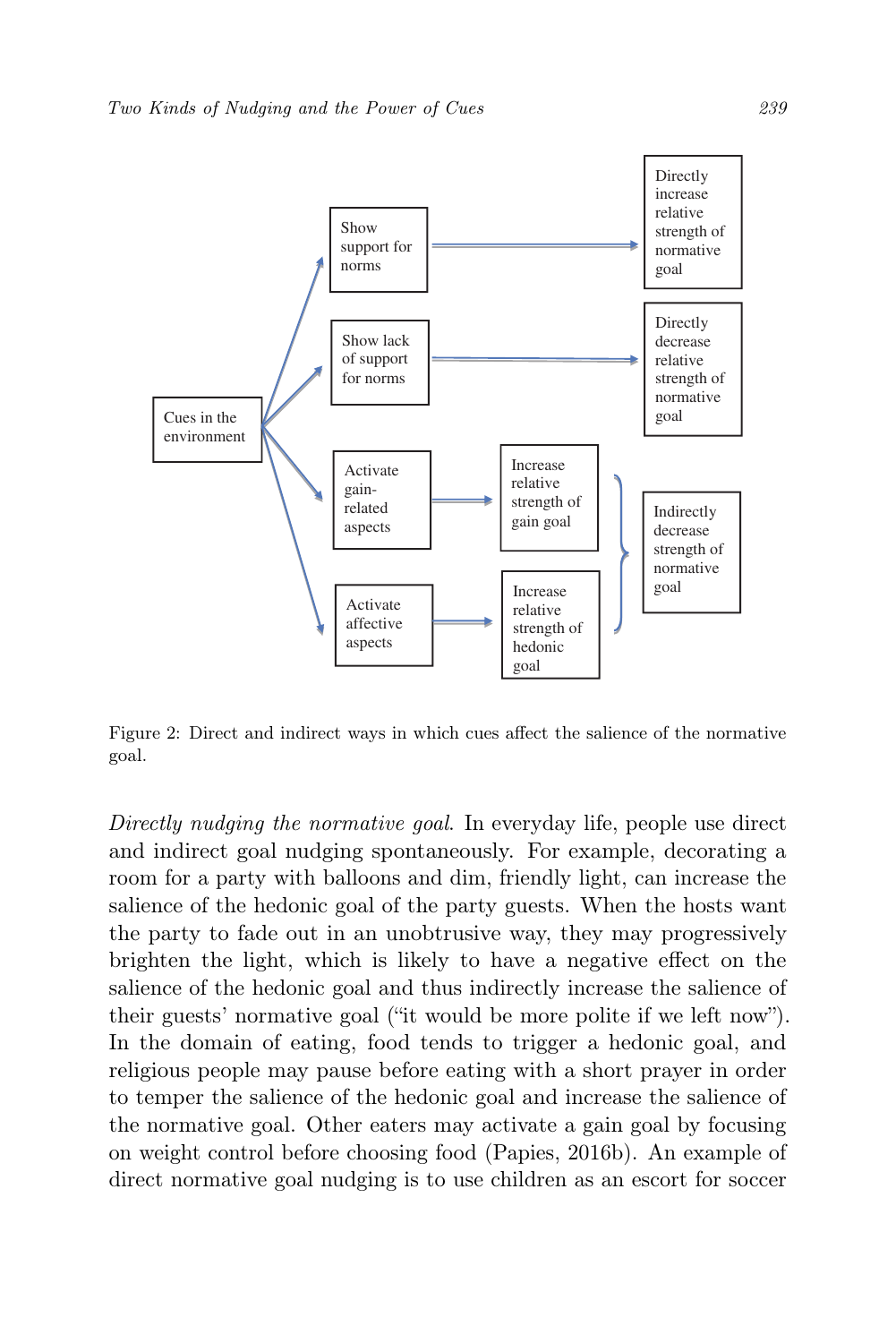Figure 2: Direct and indirect ways in which cues affect the salience of the normative goal.

*Directly nudging the normative goal.* In everyday life, people use direct and indirect goal nudging spontaneously. For example, decorating a room for a party with balloons and dim, friendly light, can increase the salience of the hedonic goal of the party guests. When the hosts want the party to fade out in an unobtrusive way, they may progressively brighten the light, which is likely to have a negative effect on the salience of the hedonic goal and thus indirectly increase the salience of their guests' normative goal ("it would be more polite if we left now"). In the domain of eating, food tends to trigger a hedonic goal, and religious people may pause before eating with a short prayer in order to temper the salience of the hedonic goal and increase the salience of the normative goal. Other eaters may activate a gain goal by focusing on weight control before choosing food (Papies, 2016b). An example of direct normative goal nudging is to use children as an escort for soccer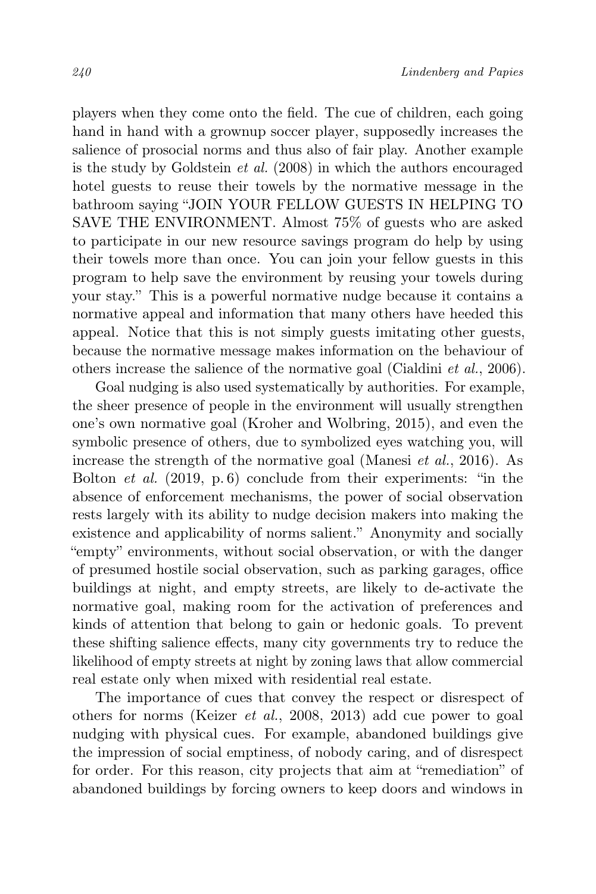players when they come onto the field. The cue of children, each going hand in hand with a grownup soccer player, supposedly increases the salience of prosocial norms and thus also of fair play. Another example is the study by Goldstein *et al.* (2008) in which the authors encouraged hotel guests to reuse their towels by the normative message in the bathroom saying "JOIN YOUR FELLOW GUESTS IN HELPING TO SAVE THE ENVIRONMENT. Almost 75% of guests who are asked to participate in our new resource savings program do help by using their towels more than once. You can join your fellow guests in this program to help save the environment by reusing your towels during your stay." This is a powerful normative nudge because it contains a normative appeal and information that many others have heeded this appeal. Notice that this is not simply guests imitating other guests, because the normative message makes information on the behaviour of others increase the salience of the normative goal (Cialdini *et al.*, 2006).

Goal nudging is also used systematically by authorities. For example, the sheer presence of people in the environment will usually strengthen one's own normative goal (Kroher and Wolbring, 2015), and even the symbolic presence of others, due to symbolized eyes watching you, will increase the strength of the normative goal (Manesi *et al.*, 2016). As Bolton *et al.* (2019, p. 6) conclude from their experiments: "in the absence of enforcement mechanisms, the power of social observation rests largely with its ability to nudge decision makers into making the existence and applicability of norms salient." Anonymity and socially "empty" environments, without social observation, or with the danger of presumed hostile social observation, such as parking garages, office buildings at night, and empty streets, are likely to de-activate the normative goal, making room for the activation of preferences and kinds of attention that belong to gain or hedonic goals. To prevent these shifting salience effects, many city governments try to reduce the likelihood of empty streets at night by zoning laws that allow commercial real estate only when mixed with residential real estate.

The importance of cues that convey the respect or disrespect of others for norms (Keizer *et al.*, 2008, 2013) add cue power to goal nudging with physical cues. For example, abandoned buildings give the impression of social emptiness, of nobody caring, and of disrespect for order. For this reason, city projects that aim at "remediation" of abandoned buildings by forcing owners to keep doors and windows in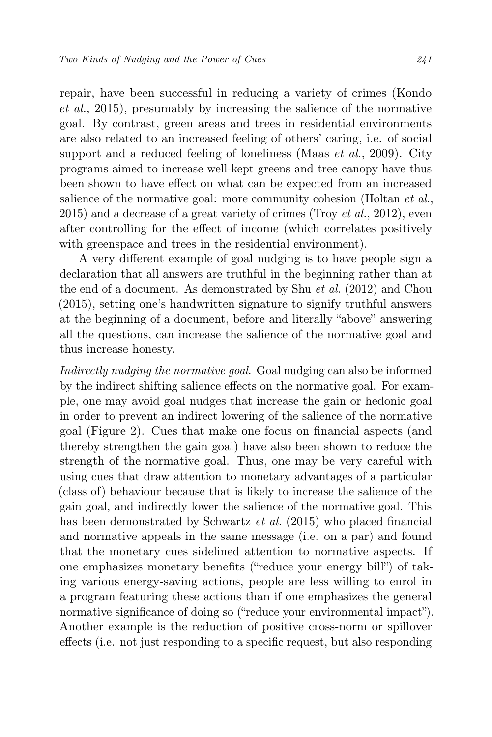repair, have been successful in reducing a variety of crimes (Kondo *et al.*, 2015), presumably by increasing the salience of the normative goal. By contrast, green areas and trees in residential environments are also related to an increased feeling of others' caring, i.e. of social support and a reduced feeling of loneliness (Maas *et al.*, 2009). City programs aimed to increase well-kept greens and tree canopy have thus been shown to have effect on what can be expected from an increased salience of the normative goal: more community cohesion (Holtan *et al.*, 2015) and a decrease of a great variety of crimes (Troy *et al.*, 2012), even after controlling for the effect of income (which correlates positively with greenspace and trees in the residential environment).

A very different example of goal nudging is to have people sign a declaration that all answers are truthful in the beginning rather than at the end of a document. As demonstrated by Shu *et al.* (2012) and Chou (2015), setting one's handwritten signature to signify truthful answers at the beginning of a document, before and literally "above" answering all the questions, can increase the salience of the normative goal and thus increase honesty.

*Indirectly nudging the normative goal*. Goal nudging can also be informed by the indirect shifting salience effects on the normative goal. For example, one may avoid goal nudges that increase the gain or hedonic goal in order to prevent an indirect lowering of the salience of the normative goal (Figure 2). Cues that make one focus on financial aspects (and thereby strengthen the gain goal) have also been shown to reduce the strength of the normative goal. Thus, one may be very careful with using cues that draw attention to monetary advantages of a particular (class of) behaviour because that is likely to increase the salience of the gain goal, and indirectly lower the salience of the normative goal. This has been demonstrated by Schwartz *et al.* (2015) who placed financial and normative appeals in the same message (i.e. on a par) and found that the monetary cues sidelined attention to normative aspects. If one emphasizes monetary benefits ("reduce your energy bill") of taking various energy-saving actions, people are less willing to enrol in a program featuring these actions than if one emphasizes the general normative significance of doing so ("reduce your environmental impact"). Another example is the reduction of positive cross-norm or spillover effects (i.e. not just responding to a specific request, but also responding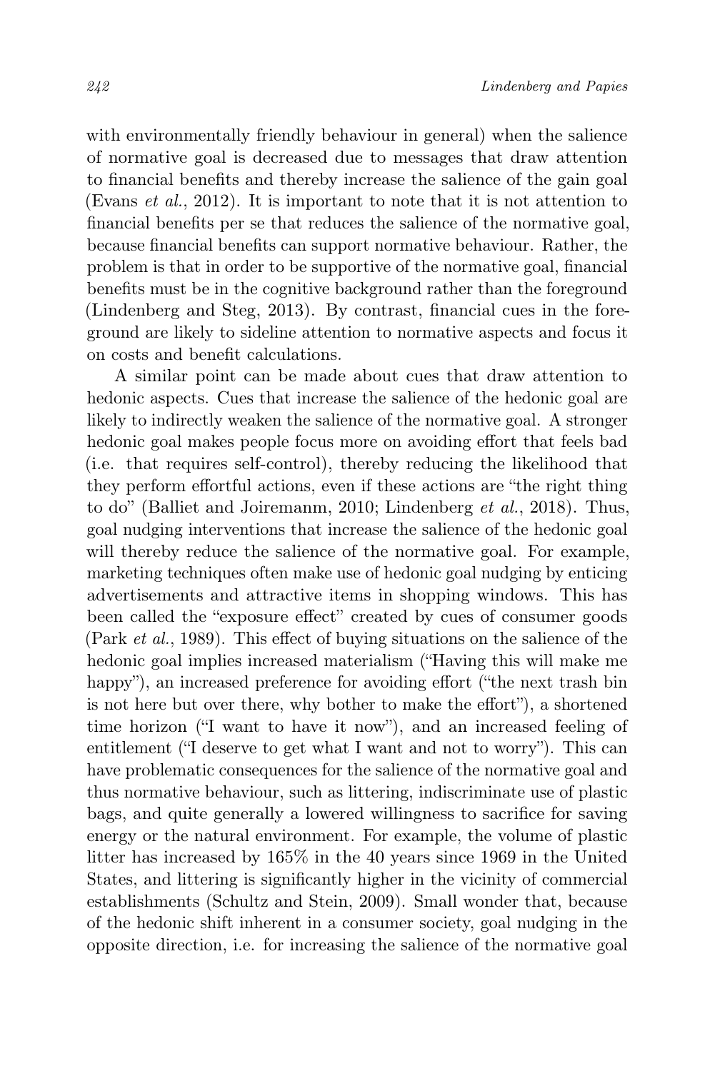with environmentally friendly behaviour in general) when the salience of normative goal is decreased due to messages that draw attention to financial benefits and thereby increase the salience of the gain goal (Evans *et al.*, 2012). It is important to note that it is not attention to financial benefits per se that reduces the salience of the normative goal, because financial benefits can support normative behaviour. Rather, the problem is that in order to be supportive of the normative goal, financial benefits must be in the cognitive background rather than the foreground (Lindenberg and Steg, 2013). By contrast, financial cues in the foreground are likely to sideline attention to normative aspects and focus it on costs and benefit calculations.

A similar point can be made about cues that draw attention to hedonic aspects. Cues that increase the salience of the hedonic goal are likely to indirectly weaken the salience of the normative goal. A stronger hedonic goal makes people focus more on avoiding effort that feels bad (i.e. that requires self-control), thereby reducing the likelihood that they perform effortful actions, even if these actions are "the right thing to do" (Balliet and Joiremanm, 2010; Lindenberg *et al.*, 2018). Thus, goal nudging interventions that increase the salience of the hedonic goal will thereby reduce the salience of the normative goal. For example, marketing techniques often make use of hedonic goal nudging by enticing advertisements and attractive items in shopping windows. This has been called the "exposure effect" created by cues of consumer goods (Park *et al.*, 1989). This effect of buying situations on the salience of the hedonic goal implies increased materialism ("Having this will make me happy"), an increased preference for avoiding effort ("the next trash bin is not here but over there, why bother to make the effort"), a shortened time horizon ("I want to have it now"), and an increased feeling of entitlement ("I deserve to get what I want and not to worry"). This can have problematic consequences for the salience of the normative goal and thus normative behaviour, such as littering, indiscriminate use of plastic bags, and quite generally a lowered willingness to sacrifice for saving energy or the natural environment. For example, the volume of plastic litter has increased by 165% in the 40 years since 1969 in the United States, and littering is significantly higher in the vicinity of commercial establishments (Schultz and Stein, 2009). Small wonder that, because of the hedonic shift inherent in a consumer society, goal nudging in the opposite direction, i.e. for increasing the salience of the normative goal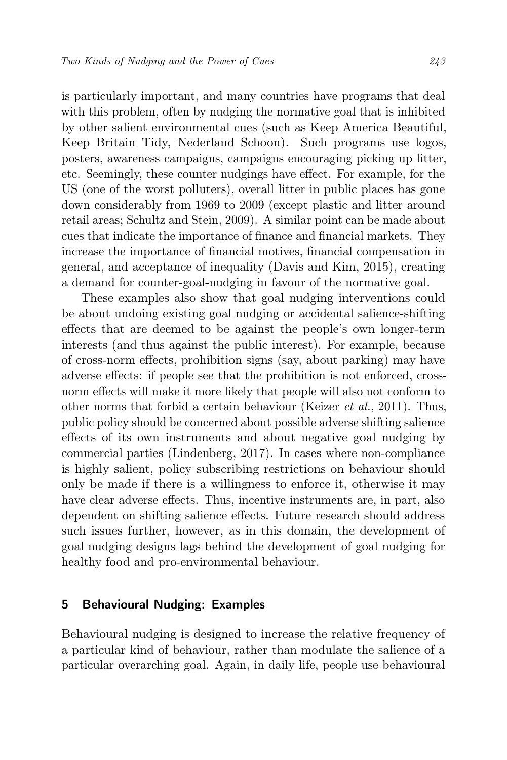is particularly important, and many countries have programs that deal with this problem, often by nudging the normative goal that is inhibited by other salient environmental cues (such as Keep America Beautiful, Keep Britain Tidy, Nederland Schoon). Such programs use logos, posters, awareness campaigns, campaigns encouraging picking up litter, etc. Seemingly, these counter nudgings have effect. For example, for the US (one of the worst polluters), overall litter in public places has gone down considerably from 1969 to 2009 (except plastic and litter around retail areas; Schultz and Stein, 2009). A similar point can be made about cues that indicate the importance of finance and financial markets. They increase the importance of financial motives, financial compensation in general, and acceptance of inequality (Davis and Kim, 2015), creating a demand for counter-goal-nudging in favour of the normative goal.

These examples also show that goal nudging interventions could be about undoing existing goal nudging or accidental salience-shifting effects that are deemed to be against the people's own longer-term interests (and thus against the public interest). For example, because of cross-norm effects, prohibition signs (say, about parking) may have adverse effects: if people see that the prohibition is not enforced, cross-norm effects will make it more likely that people will also not conform to other norms that forbid a certain behaviour (Keizer *et al.*, 2011). Thus, public policy should be concerned about possible adverse shifting salience effects of its own instruments and about negative goal nudging by commercial parties (Lindenberg, 2017). In cases where non-compliance is highly salient, policy subscribing restrictions on behaviour should only be made if there is a willingness to enforce it, otherwise it may have clear adverse effects. Thus, incentive instruments are, in part, also dependent on shifting salience effects. Future research should address such issues further, however, as in this domain, the development of goal nudging designs lags behind the development of goal nudging for healthy food and pro-environmental behaviour.

## 5 Behavioural Nudging: Examples

Behavioural nudging is designed to increase the relative frequency of a particular kind of behaviour, rather than modulate the salience of a particular overarching goal. Again, in daily life, people use behavioural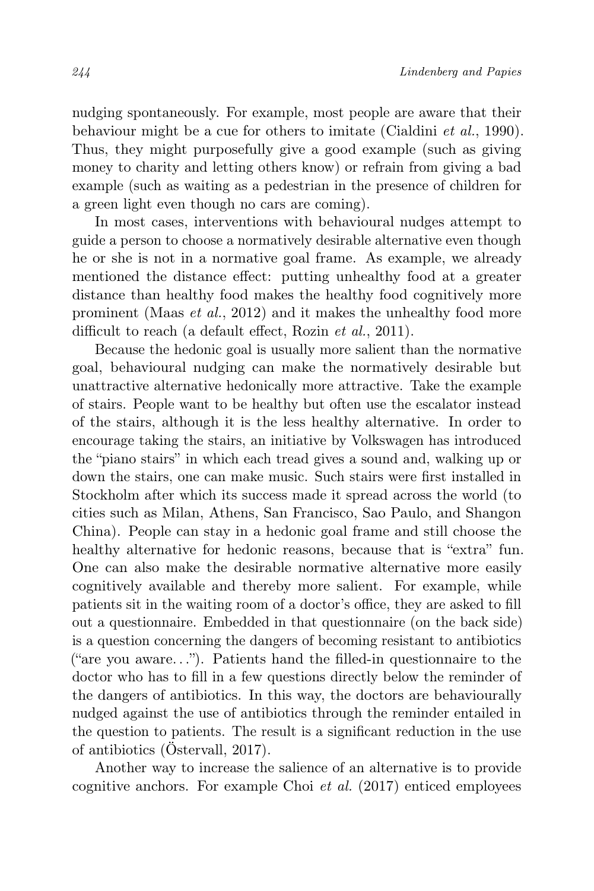nudging spontaneously. For example, most people are aware that their behaviour might be a cue for others to imitate (Cialdini *et al.*, 1990). Thus, they might purposefully give a good example (such as giving money to charity and letting others know) or refrain from giving a bad example (such as waiting as a pedestrian in the presence of children for a green light even though no cars are coming).

In most cases, interventions with behavioural nudges attempt to guide a person to choose a normatively desirable alternative even though he or she is not in a normative goal frame. As example, we already mentioned the distance effect: putting unhealthy food at a greater distance than healthy food makes the healthy food cognitively more prominent (Maas *et al.*, 2012) and it makes the unhealthy food more difficult to reach (a default effect, Rozin *et al.*, 2011).

Because the hedonic goal is usually more salient than the normative goal, behavioural nudging can make the normatively desirable but unattractive alternative hedonically more attractive. Take the example of stairs. People want to be healthy but often use the escalator instead of the stairs, although it is the less healthy alternative. In order to encourage taking the stairs, an initiative by Volkswagen has introduced the "piano stairs" in which each tread gives a sound and, walking up or down the stairs, one can make music. Such stairs were first installed in Stockholm after which its success made it spread across the world (to cities such as Milan, Athens, San Francisco, Sao Paulo, and Shangon China). People can stay in a hedonic goal frame and still choose the healthy alternative for hedonic reasons, because that is "extra" fun. One can also make the desirable normative alternative more easily cognitively available and thereby more salient. For example, while patients sit in the waiting room of a doctor's office, they are asked to fill out a questionnaire. Embedded in that questionnaire (on the back side) is a question concerning the dangers of becoming resistant to antibiotics ("are you aware..."). Patients hand the filled-in questionnaire to the doctor who has to fill in a few questions directly below the reminder of the dangers of antibiotics. In this way, the doctors are behaviourally nudged against the use of antibiotics through the reminder entailed in the question to patients. The result is a significant reduction in the use of antibiotics (Östervall, 2017).

Another way to increase the salience of an alternative is to provide cognitive anchors. For example Choi *et al.* (2017) enticed employees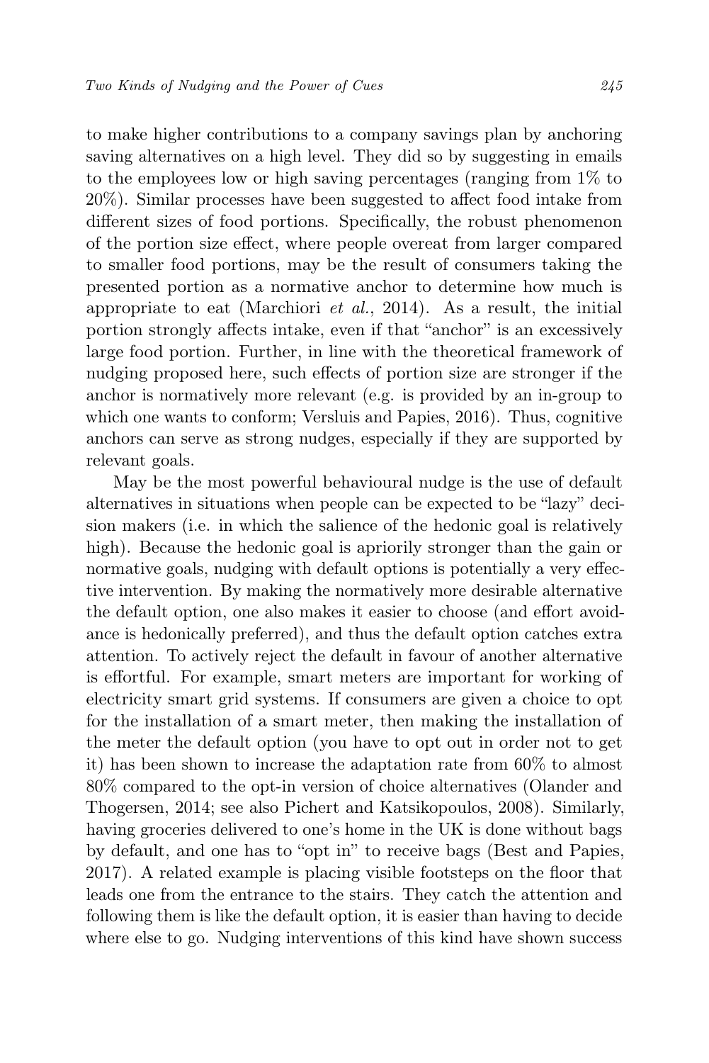to make higher contributions to a company savings plan by anchoring saving alternatives on a high level. They did so by suggesting in emails to the employees low or high saving percentages (ranging from 1% to 20%). Similar processes have been suggested to affect food intake from different sizes of food portions. Specifically, the robust phenomenon of the portion size effect, where people overeat from larger compared to smaller food portions, may be the result of consumers taking the presented portion as a normative anchor to determine how much is appropriate to eat (Marchiori *et al.*, 2014). As a result, the initial portion strongly affects intake, even if that "anchor" is an excessively large food portion. Further, in line with the theoretical framework of nudging proposed here, such effects of portion size are stronger if the anchor is normatively more relevant (e.g. is provided by an in-group to which one wants to conform; Versluis and Papies, 2016). Thus, cognitive anchors can serve as strong nudges, especially if they are supported by relevant goals.

May be the most powerful behavioural nudge is the use of default alternatives in situations when people can be expected to be "lazy" decision makers (i.e. in which the salience of the hedonic goal is relatively high). Because the hedonic goal is apriorily stronger than the gain or normative goals, nudging with default options is potentially a very effective intervention. By making the normatively more desirable alternative the default option, one also makes it easier to choose (and effort avoidance is hedonically preferred), and thus the default option catches extra attention. To actively reject the default in favour of another alternative is effortful. For example, smart meters are important for working of electricity smart grid systems. If consumers are given a choice to opt for the installation of a smart meter, then making the installation of the meter the default option (you have to opt out in order not to get it) has been shown to increase the adaptation rate from 60% to almost 80% compared to the opt-in version of choice alternatives (Olander and Thogersen, 2014; see also Pichert and Katsikopoulos, 2008). Similarly, having groceries delivered to one's home in the UK is done without bags by default, and one has to "opt in" to receive bags (Best and Papies, 2017). A related example is placing visible footsteps on the floor that leads one from the entrance to the stairs. They catch the attention and following them is like the default option, it is easier than having to decide where else to go. Nudging interventions of this kind have shown success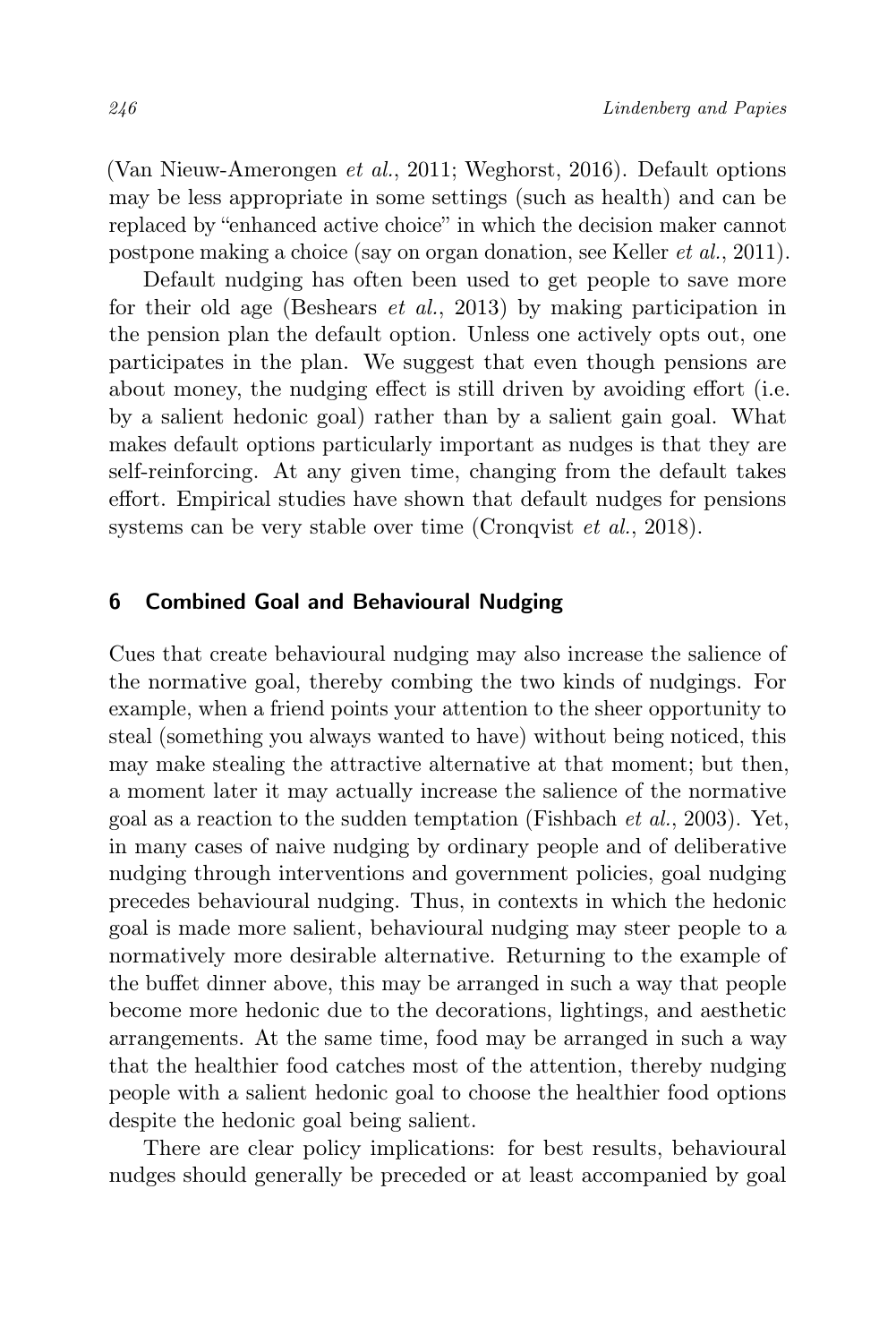(Van Nieuw-Amerongen *et al.*, 2011; Weghorst, 2016). Default options may be less appropriate in some settings (such as health) and can be replaced by "enhanced active choice" in which the decision maker cannot postpone making a choice (say on organ donation, see Keller *et al.*, 2011).

Default nudging has often been used to get people to save more for their old age (Beshears *et al.*, 2013) by making participation in the pension plan the default option. Unless one actively opts out, one participates in the plan. We suggest that even though pensions are about money, the nudging effect is still driven by avoiding effort (i.e. by a salient hedonic goal) rather than by a salient gain goal. What makes default options particularly important as nudges is that they are self-reinforcing. At any given time, changing from the default takes effort. Empirical studies have shown that default nudges for pensions systems can be very stable over time (Cronqvist *et al.*, 2018).

## 6 Combined Goal and Behavioural Nudging

Cues that create behavioural nudging may also increase the salience of the normative goal, thereby combing the two kinds of nudgings. For example, when a friend points your attention to the sheer opportunity to steal (something you always wanted to have) without being noticed, this may make stealing the attractive alternative at that moment; but then, a moment later it may actually increase the salience of the normative goal as a reaction to the sudden temptation (Fishbach *et al.*, 2003). Yet, in many cases of naive nudging by ordinary people and of deliberative nudging through interventions and government policies, goal nudging precedes behavioural nudging. Thus, in contexts in which the hedonic goal is made more salient, behavioural nudging may steer people to a normatively more desirable alternative. Returning to the example of the buffet dinner above, this may be arranged in such a way that people become more hedonic due to the decorations, lightings, and aesthetic arrangements. At the same time, food may be arranged in such a way that the healthier food catches most of the attention, thereby nudging people with a salient hedonic goal to choose the healthier food options despite the hedonic goal being salient.

There are clear policy implications: for best results, behavioural nudges should generally be preceded or at least accompanied by goal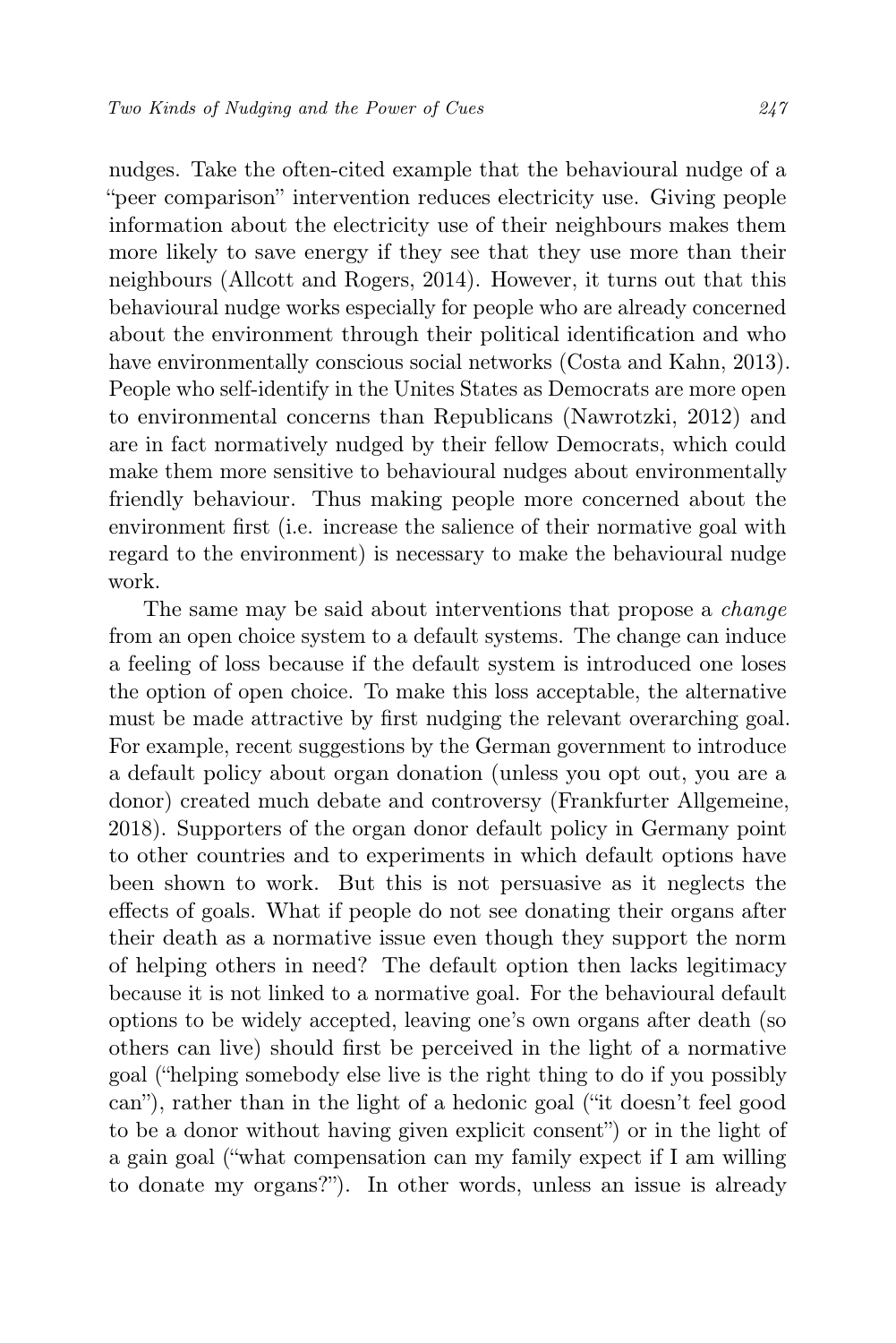nudges. Take the often-cited example that the behavioural nudge of a "peer comparison" intervention reduces electricity use. Giving people information about the electricity use of their neighbours makes them more likely to save energy if they see that they use more than their neighbours (Allcott and Rogers, 2014). However, it turns out that this behavioural nudge works especially for people who are already concerned about the environment through their political identification and who have environmentally conscious social networks (Costa and Kahn, 2013). People who self-identify in the Unites States as Democrats are more open to environmental concerns than Republicans (Nawrotzki, 2012) and are in fact normatively nudged by their fellow Democrats, which could make them more sensitive to behavioural nudges about environmentally friendly behaviour. Thus making people more concerned about the environment first (i.e. increase the salience of their normative goal with regard to the environment) is necessary to make the behavioural nudge work.

The same may be said about interventions that propose a *change* from an open choice system to a default systems. The change can induce a feeling of loss because if the default system is introduced one loses the option of open choice. To make this loss acceptable, the alternative must be made attractive by first nudging the relevant overarching goal. For example, recent suggestions by the German government to introduce a default policy about organ donation (unless you opt out, you are a donor) created much debate and controversy (Frankfurter Allgemeine, 2018). Supporters of the organ donor default policy in Germany point to other countries and to experiments in which default options have been shown to work. But this is not persuasive as it neglects the effects of goals. What if people do not see donating their organs after their death as a normative issue even though they support the norm of helping others in need? The default option then lacks legitimacy because it is not linked to a normative goal. For the behavioural default options to be widely accepted, leaving one's own organs after death (so others can live) should first be perceived in the light of a normative goal ("helping somebody else live is the right thing to do if you possibly can"), rather than in the light of a hedonic goal ("it doesn't feel good to be a donor without having given explicit consent") or in the light of a gain goal ("what compensation can my family expect if I am willing to donate my organs?"). In other words, unless an issue is already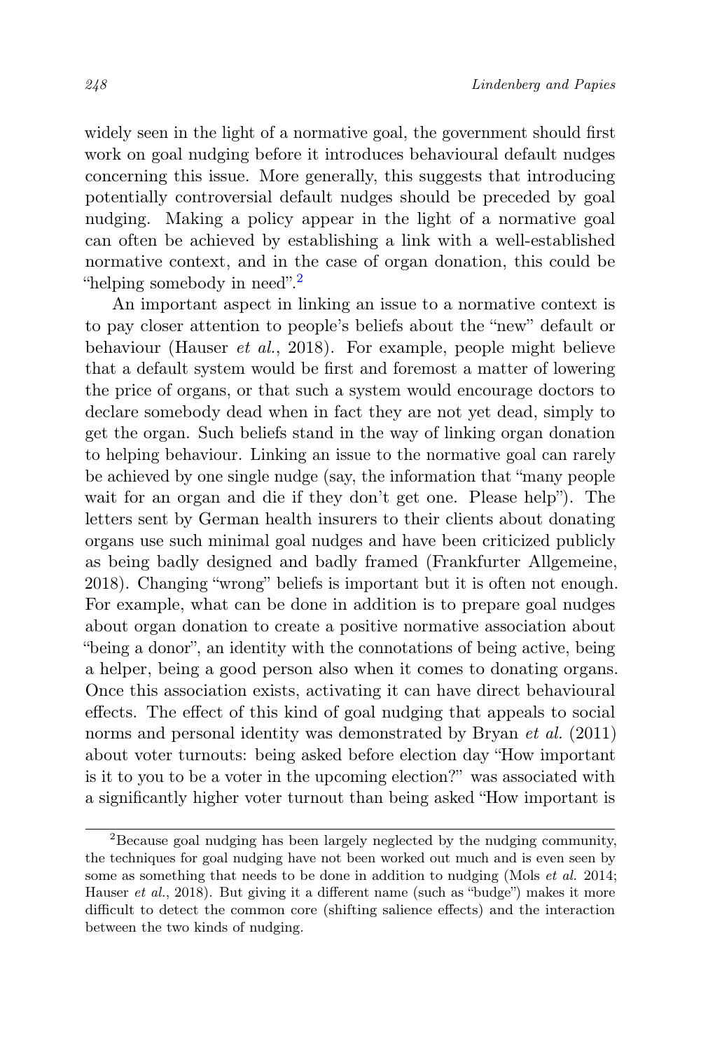widely seen in the light of a normative goal, the government should first work on goal nudging before it introduces behavioural default nudges concerning this issue. More generally, this suggests that introducing potentially controversial default nudges should be preceded by goal nudging. Making a policy appear in the light of a normative goal can often be achieved by establishing a link with a well-established normative context, and in the case of organ donation, this could be "helping somebody in need".[2]

An important aspect in linking an issue to a normative context is to pay closer attention to people's beliefs about the "new" default or behaviour (Hauser *et al.*, 2018). For example, people might believe that a default system would be first and foremost a matter of lowering the price of organs, or that such a system would encourage doctors to declare somebody dead when in fact they are not yet dead, simply to get the organ. Such beliefs stand in the way of linking organ donation to helping behaviour. Linking an issue to the normative goal can rarely be achieved by one single nudge (say, the information that "many people wait for an organ and die if they don't get one. Please help"). The letters sent by German health insurers to their clients about donating organs use such minimal goal nudges and have been criticized publicly as being badly designed and badly framed (Frankfurter Allgemeine, 2018). Changing "wrong" beliefs is important but it is often not enough. For example, what can be done in addition is to prepare goal nudges about organ donation to create a positive normative association about "being a donor", an identity with the connotations of being active, being a helper, being a good person also when it comes to donating organs. Once this association exists, activating it can have direct behavioural effects. The effect of this kind of goal nudging that appeals to social norms and personal identity was demonstrated by Bryan *et al.* (2011) about voter turnouts: being asked before election day "How important is it to you to be a voter in the upcoming election?" was associated with a significantly higher voter turnout than being asked "How important is

[2]Because goal nudging has been largely neglected by the nudging community, the techniques for goal nudging have not been worked out much and is even seen by some as something that needs to be done in addition to nudging (Mols *et al.* 2014; Hauser *et al.*, 2018). But giving it a different name (such as "budge") makes it more difficult to detect the common core (shifting salience effects) and the interaction between the two kinds of nudging.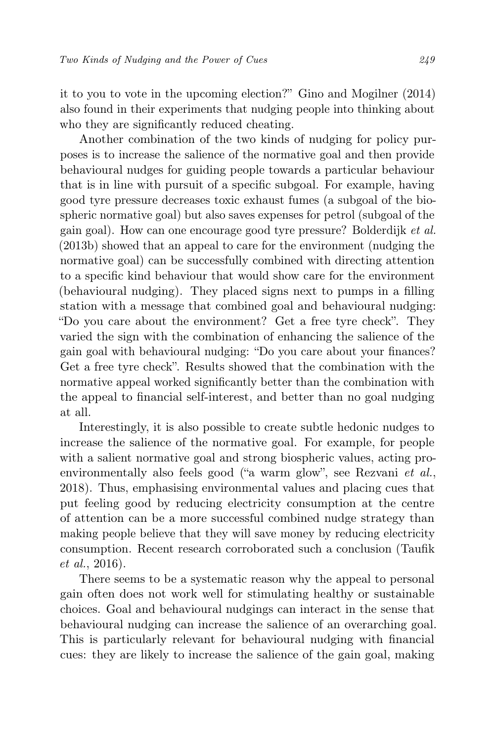it to you to vote in the upcoming election?" Gino and Mogilner (2014) also found in their experiments that nudging people into thinking about who they are significantly reduced cheating.

Another combination of the two kinds of nudging for policy purposes is to increase the salience of the normative goal and then provide behavioural nudges for guiding people towards a particular behaviour that is in line with pursuit of a specific subgoal. For example, having good tyre pressure decreases toxic exhaust fumes (a subgoal of the biospheric normative goal) but also saves expenses for petrol (subgoal of the gain goal). How can one encourage good tyre pressure? Bolderdijk *et al.* (2013b) showed that an appeal to care for the environment (nudging the normative goal) can be successfully combined with directing attention to a specific kind behaviour that would show care for the environment (behavioural nudging). They placed signs next to pumps in a filling station with a message that combined goal and behavioural nudging: "Do you care about the environment? Get a free tyre check". They varied the sign with the combination of enhancing the salience of the gain goal with behavioural nudging: "Do you care about your finances? Get a free tyre check". Results showed that the combination with the normative appeal worked significantly better than the combination with the appeal to financial self-interest, and better than no goal nudging at all.

Interestingly, it is also possible to create subtle hedonic nudges to increase the salience of the normative goal. For example, for people with a salient normative goal and strong biospheric values, acting pro-environmentally also feels good ("a warm glow", see Rezvani *et al.*, 2018). Thus, emphasising environmental values and placing cues that put feeling good by reducing electricity consumption at the centre of attention can be a more successful combined nudge strategy than making people believe that they will save money by reducing electricity consumption. Recent research corroborated such a conclusion (Taufik *et al.*, 2016).

There seems to be a systematic reason why the appeal to personal gain often does not work well for stimulating healthy or sustainable choices. Goal and behavioural nudgings can interact in the sense that behavioural nudging can increase the salience of an overarching goal. This is particularly relevant for behavioural nudging with financial cues: they are likely to increase the salience of the gain goal, making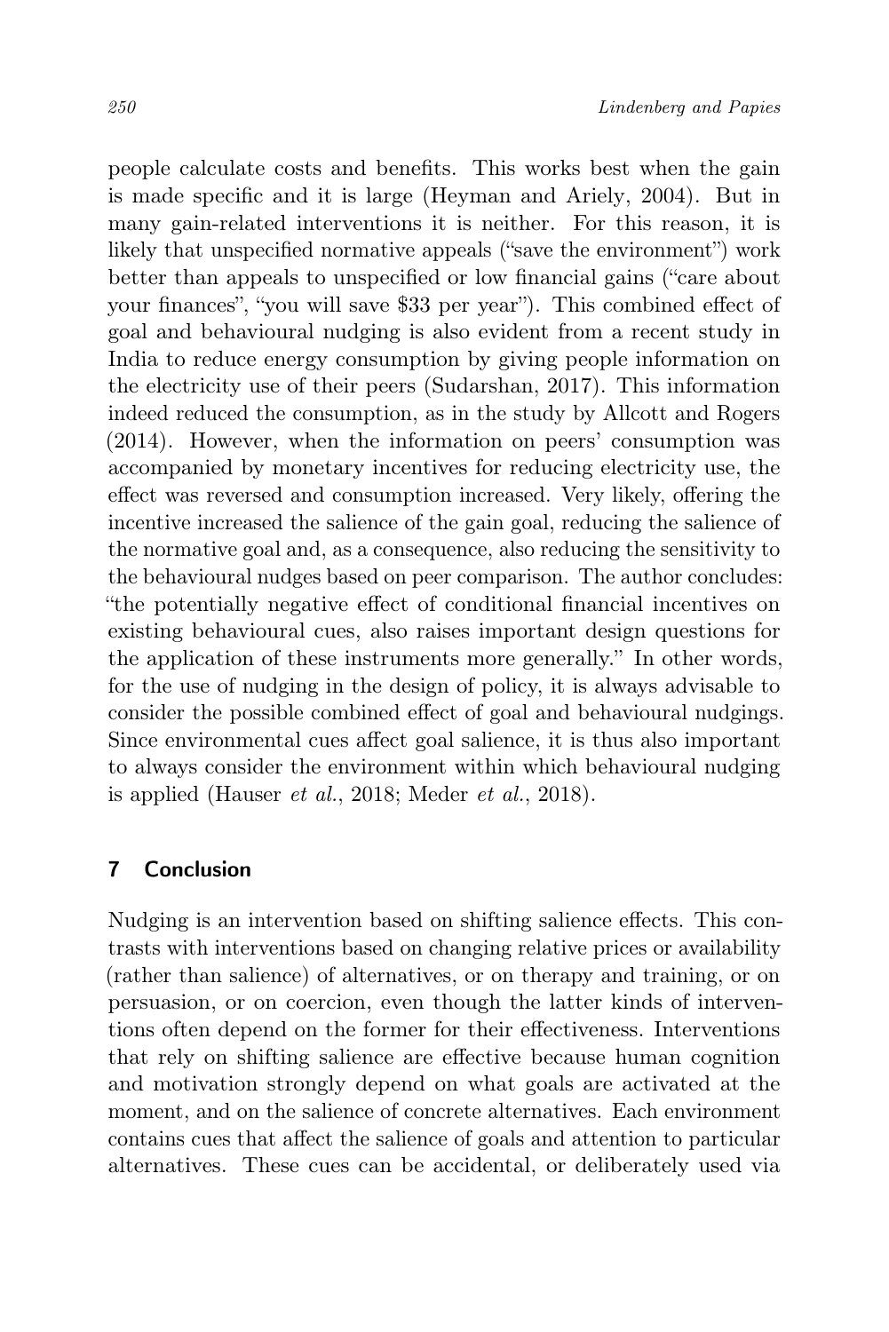people calculate costs and benefits. This works best when the gain is made specific and it is large (Heyman and Ariely, 2004). But in many gain-related interventions it is neither. For this reason, it is likely that unspecified normative appeals ("save the environment") work better than appeals to unspecified or low financial gains ("care about your finances", "you will save \$33 per year"). This combined effect of goal and behavioural nudging is also evident from a recent study in India to reduce energy consumption by giving people information on the electricity use of their peers (Sudarshan, 2017). This information indeed reduced the consumption, as in the study by Allcott and Rogers (2014). However, when the information on peers' consumption was accompanied by monetary incentives for reducing electricity use, the effect was reversed and consumption increased. Very likely, offering the incentive increased the salience of the gain goal, reducing the salience of the normative goal and, as a consequence, also reducing the sensitivity to the behavioural nudges based on peer comparison. The author concludes: "the potentially negative effect of conditional financial incentives on existing behavioural cues, also raises important design questions for the application of these instruments more generally." In other words, for the use of nudging in the design of policy, it is always advisable to consider the possible combined effect of goal and behavioural nudgings. Since environmental cues affect goal salience, it is thus also important to always consider the environment within which behavioural nudging is applied (Hauser *et al.*, 2018; Meder *et al.*, 2018).

## 7 Conclusion

Nudging is an intervention based on shifting salience effects. This contrasts with interventions based on changing relative prices or availability (rather than salience) of alternatives, or on therapy and training, or on persuasion, or on coercion, even though the latter kinds of interventions often depend on the former for their effectiveness. Interventions that rely on shifting salience are effective because human cognition and motivation strongly depend on what goals are activated at the moment, and on the salience of concrete alternatives. Each environment contains cues that affect the salience of goals and attention to particular alternatives. These cues can be accidental, or deliberately used via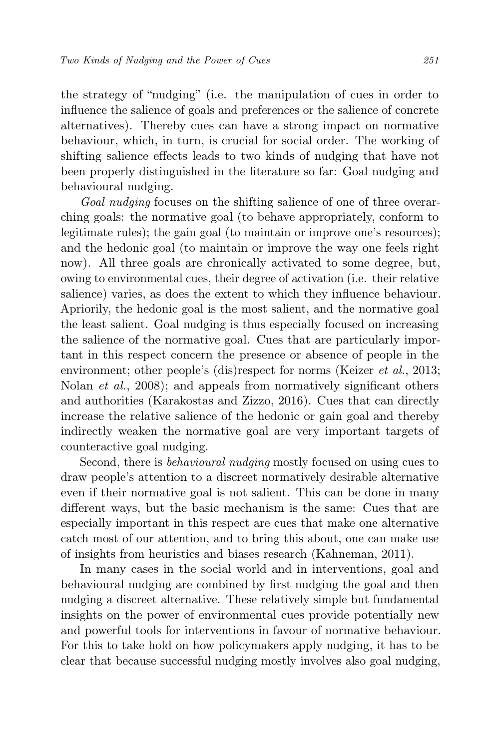the strategy of "nudging" (i.e. the manipulation of cues in order to influence the salience of goals and preferences or the salience of concrete alternatives). Thereby cues can have a strong impact on normative behaviour, which, in turn, is crucial for social order. The working of shifting salience effects leads to two kinds of nudging that have not been properly distinguished in the literature so far: Goal nudging and behavioural nudging.

*Goal nudging* focuses on the shifting salience of one of three overarching goals: the normative goal (to behave appropriately, conform to legitimate rules); the gain goal (to maintain or improve one's resources); and the hedonic goal (to maintain or improve the way one feels right now). All three goals are chronically activated to some degree, but, owing to environmental cues, their degree of activation (i.e. their relative salience) varies, as does the extent to which they influence behaviour. Apriorily, the hedonic goal is the most salient, and the normative goal the least salient. Goal nudging is thus especially focused on increasing the salience of the normative goal. Cues that are particularly important in this respect concern the presence or absence of people in the environment; other people's (dis)respect for norms (Keizer *et al.*, 2013; Nolan *et al.*, 2008); and appeals from normatively significant others and authorities (Karakostas and Zizzo, 2016). Cues that can directly increase the relative salience of the hedonic or gain goal and thereby indirectly weaken the normative goal are very important targets of counteractive goal nudging.

Second, there is *behavioural nudging* mostly focused on using cues to draw people's attention to a discreet normatively desirable alternative even if their normative goal is not salient. This can be done in many different ways, but the basic mechanism is the same: Cues that are especially important in this respect are cues that make one alternative catch most of our attention, and to bring this about, one can make use of insights from heuristics and biases research (Kahneman, 2011).

In many cases in the social world and in interventions, goal and behavioural nudging are combined by first nudging the goal and then nudging a discreet alternative. These relatively simple but fundamental insights on the power of environmental cues provide potentially new and powerful tools for interventions in favour of normative behaviour. For this to take hold on how policymakers apply nudging, it has to be clear that because successful nudging mostly involves also goal nudging,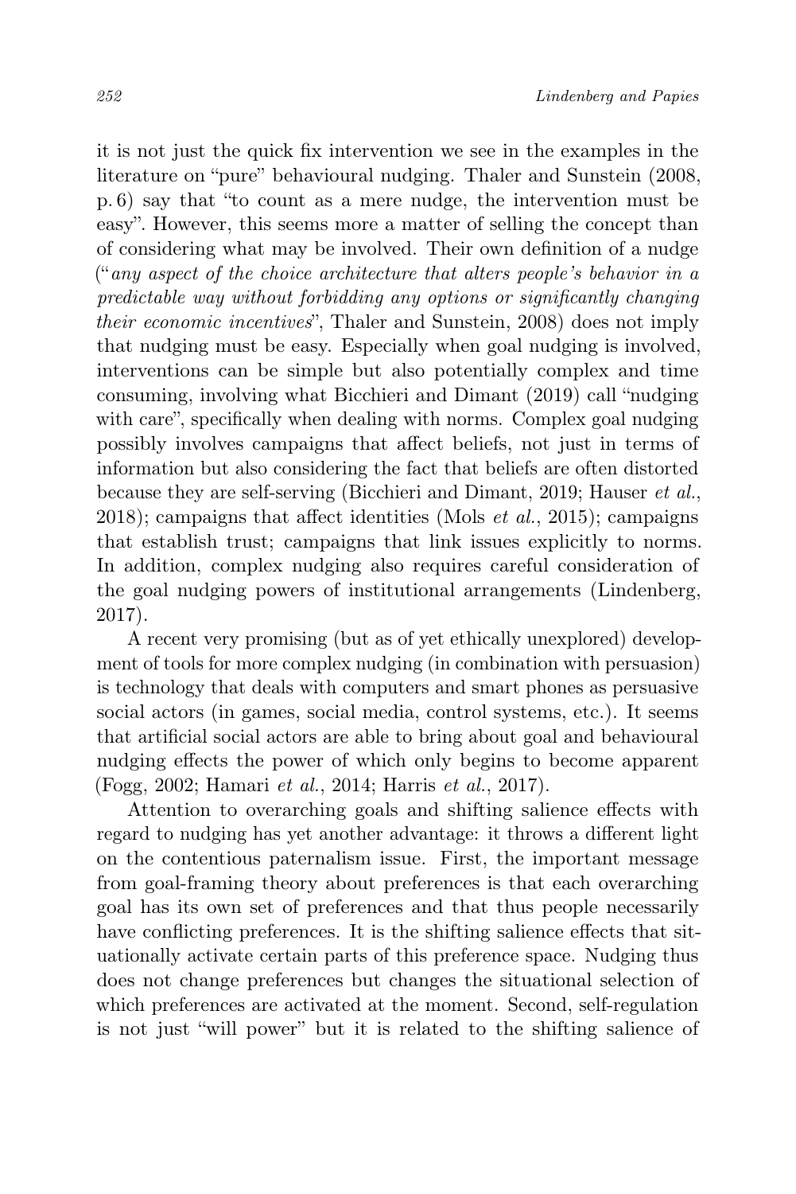it is not just the quick fix intervention we see in the examples in the literature on "pure" behavioural nudging. Thaler and Sunstein (2008, p. 6) say that "to count as a mere nudge, the intervention must be easy". However, this seems more a matter of selling the concept than of considering what may be involved. Their own definition of a nudge ("*any aspect of the choice architecture that alters people's behavior in a predictable way without forbidding any options or significantly changing their economic incentives*", Thaler and Sunstein, 2008) does not imply that nudging must be easy. Especially when goal nudging is involved, interventions can be simple but also potentially complex and time consuming, involving what Bicchieri and Dimant (2019) call "nudging with care", specifically when dealing with norms. Complex goal nudging possibly involves campaigns that affect beliefs, not just in terms of information but also considering the fact that beliefs are often distorted because they are self-serving (Bicchieri and Dimant, 2019; Hauser *et al.*, 2018); campaigns that affect identities (Mols *et al.*, 2015); campaigns that establish trust; campaigns that link issues explicitly to norms. In addition, complex nudging also requires careful consideration of the goal nudging powers of institutional arrangements (Lindenberg, 2017).

A recent very promising (but as of yet ethically unexplored) development of tools for more complex nudging (in combination with persuasion) is technology that deals with computers and smart phones as persuasive social actors (in games, social media, control systems, etc.). It seems that artificial social actors are able to bring about goal and behavioural nudging effects the power of which only begins to become apparent (Fogg, 2002; Hamari *et al.*, 2014; Harris *et al.*, 2017).

Attention to overarching goals and shifting salience effects with regard to nudging has yet another advantage: it throws a different light on the contentious paternalism issue. First, the important message from goal-framing theory about preferences is that each overarching goal has its own set of preferences and that thus people necessarily have conflicting preferences. It is the shifting salience effects that situationally activate certain parts of this preference space. Nudging thus does not change preferences but changes the situational selection of which preferences are activated at the moment. Second, self-regulation is not just "will power" but it is related to the shifting salience of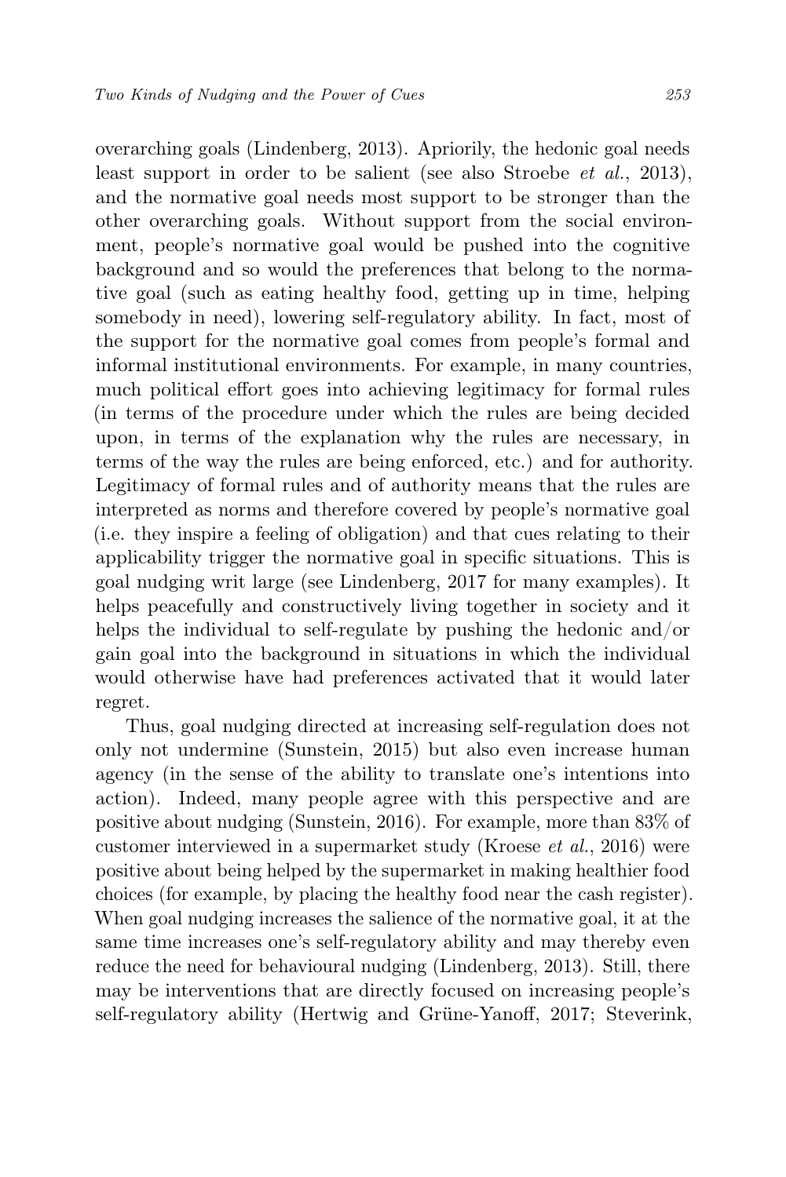overarching goals (Lindenberg, 2013). Apriorily, the hedonic goal needs least support in order to be salient (see also Stroebe *et al.*, 2013), and the normative goal needs most support to be stronger than the other overarching goals. Without support from the social environment, people's normative goal would be pushed into the cognitive background and so would the preferences that belong to the normative goal (such as eating healthy food, getting up in time, helping somebody in need), lowering self-regulatory ability. In fact, most of the support for the normative goal comes from people's formal and informal institutional environments. For example, in many countries, much political effort goes into achieving legitimacy for formal rules (in terms of the procedure under which the rules are being decided upon, in terms of the explanation why the rules are necessary, in terms of the way the rules are being enforced, etc.) and for authority. Legitimacy of formal rules and of authority means that the rules are interpreted as norms and therefore covered by people's normative goal (i.e. they inspire a feeling of obligation) and that cues relating to their applicability trigger the normative goal in specific situations. This is goal nudging writ large (see Lindenberg, 2017 for many examples). It helps peacefully and constructively living together in society and it helps the individual to self-regulate by pushing the hedonic and/or gain goal into the background in situations in which the individual would otherwise have had preferences activated that it would later regret.

Thus, goal nudging directed at increasing self-regulation does not only not undermine (Sunstein, 2015) but also even increase human agency (in the sense of the ability to translate one's intentions into action). Indeed, many people agree with this perspective and are positive about nudging (Sunstein, 2016). For example, more than 83% of customer interviewed in a supermarket study (Kroese *et al.*, 2016) were positive about being helped by the supermarket in making healthier food choices (for example, by placing the healthy food near the cash register). When goal nudging increases the salience of the normative goal, it at the same time increases one's self-regulatory ability and may thereby even reduce the need for behavioural nudging (Lindenberg, 2013). Still, there may be interventions that are directly focused on increasing people's self-regulatory ability (Hertwig and Grüne-Yanoff, 2017; Steverink,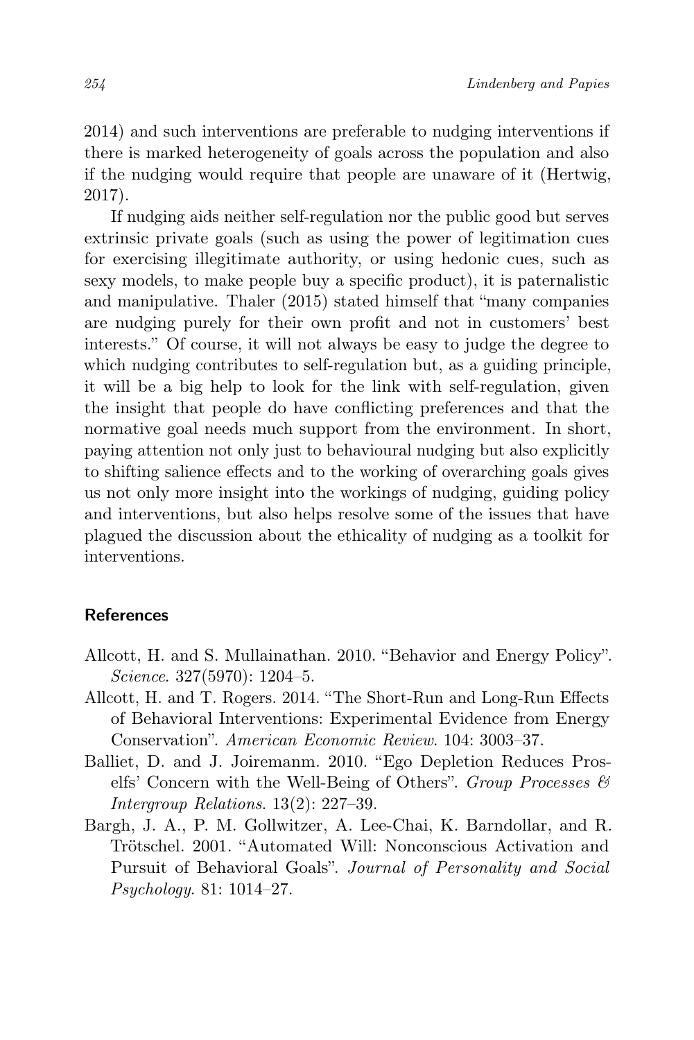2014) and such interventions are preferable to nudging interventions if there is marked heterogeneity of goals across the population and also if the nudging would require that people are unaware of it (Hertwig, 2017).

If nudging aids neither self-regulation nor the public good but serves extrinsic private goals (such as using the power of legitimation cues for exercising illegitimate authority, or using hedonic cues, such as sexy models, to make people buy a specific product), it is paternalistic and manipulative. Thaler (2015) stated himself that "many companies are nudging purely for their own profit and not in customers' best interests." Of course, it will not always be easy to judge the degree to which nudging contributes to self-regulation but, as a guiding principle, it will be a big help to look for the link with self-regulation, given the insight that people do have conflicting preferences and that the normative goal needs much support from the environment. In short, paying attention not only just to behavioural nudging but also explicitly to shifting salience effects and to the working of overarching goals gives us not only more insight into the workings of nudging, guiding policy and interventions, but also helps resolve some of the issues that have plagued the discussion about the ethicality of nudging as a toolkit for interventions.

## References

Allcott, H. and S. Mullainathan. 2010. "Behavior and Energy Policy". *Science*. 327(5970): 1204–5.

Allcott, H. and T. Rogers. 2014. "The Short-Run and Long-Run Effects of Behavioral Interventions: Experimental Evidence from Energy Conservation". *American Economic Review*. 104: 3003–37.

Balliet, D. and J. Joiremanm. 2010. "Ego Depletion Reduces Proselfs' Concern with the Well-Being of Others". *Group Processes & Intergroup Relations*. 13(2): 227–39.

Bargh, J. A., P. M. Gollwitzer, A. Lee-Chai, K. Barndollar, and R. Trötschel. 2001. "Automated Will: Nonconscious Activation and Pursuit of Behavioral Goals". *Journal of Personality and Social Psychology*. 81: 1014–27.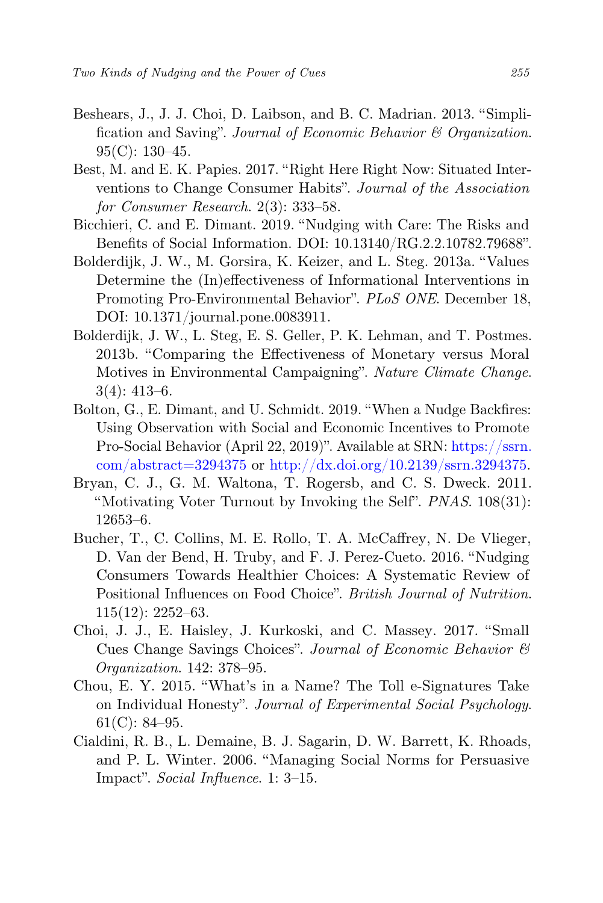Beshears, J., J. J. Choi, D. Laibson, and B. C. Madrian. 2013. "Simplification and Saving". *Journal of Economic Behavior & Organization*. 95(C): 130–45.

Best, M. and E. K. Papies. 2017. "Right Here Right Now: Situated Interventions to Change Consumer Habits". *Journal of the Association for Consumer Research*. 2(3): 333–58.

Bicchieri, C. and E. Dimant. 2019. "Nudging with Care: The Risks and Benefits of Social Information. DOI: 10.13140/RG.2.2.10782.79688".

Bolderdijk, J. W., M. Gorsira, K. Keizer, and L. Steg. 2013a. "Values Determine the (In)effectiveness of Informational Interventions in Promoting Pro-Environmental Behavior". *PLoS ONE*. December 18, DOI: 10.1371/journal.pone.0083911.

Bolderdijk, J. W., L. Steg, E. S. Geller, P. K. Lehman, and T. Postmes. 2013b. "Comparing the Effectiveness of Monetary versus Moral Motives in Environmental Campaigning". *Nature Climate Change*. 3(4): 413–6.

Bolton, G., E. Dimant, and U. Schmidt. 2019. "When a Nudge Backfires: Using Observation with Social and Economic Incentives to Promote Pro-Social Behavior (April 22, 2019)". Available at SRN: https://ssrn.com/abstract=3294375 or http://dx.doi.org/10.2139/ssrn.3294375.

Bryan, C. J., G. M. Waltona, T. Rogersb, and C. S. Dweck. 2011. "Motivating Voter Turnout by Invoking the Self". *PNAS*. 108(31): 12653–6.

Bucher, T., C. Collins, M. E. Rollo, T. A. McCaffrey, N. De Vlieger, D. Van der Bend, H. Truby, and F. J. Perez-Cueto. 2016. "Nudging Consumers Towards Healthier Choices: A Systematic Review of Positional Influences on Food Choice". *British Journal of Nutrition*. 115(12): 2252–63.

Choi, J. J., E. Haisley, J. Kurkoski, and C. Massey. 2017. "Small Cues Change Savings Choices". *Journal of Economic Behavior & Organization*. 142: 378–95.

Chou, E. Y. 2015. "What's in a Name? The Toll e-Signatures Take on Individual Honesty". *Journal of Experimental Social Psychology*. 61(C): 84–95.

Cialdini, R. B., L. Demaine, B. J. Sagarin, D. W. Barrett, K. Rhoads, and P. L. Winter. 2006. "Managing Social Norms for Persuasive Impact". *Social Influence*. 1: 3–15.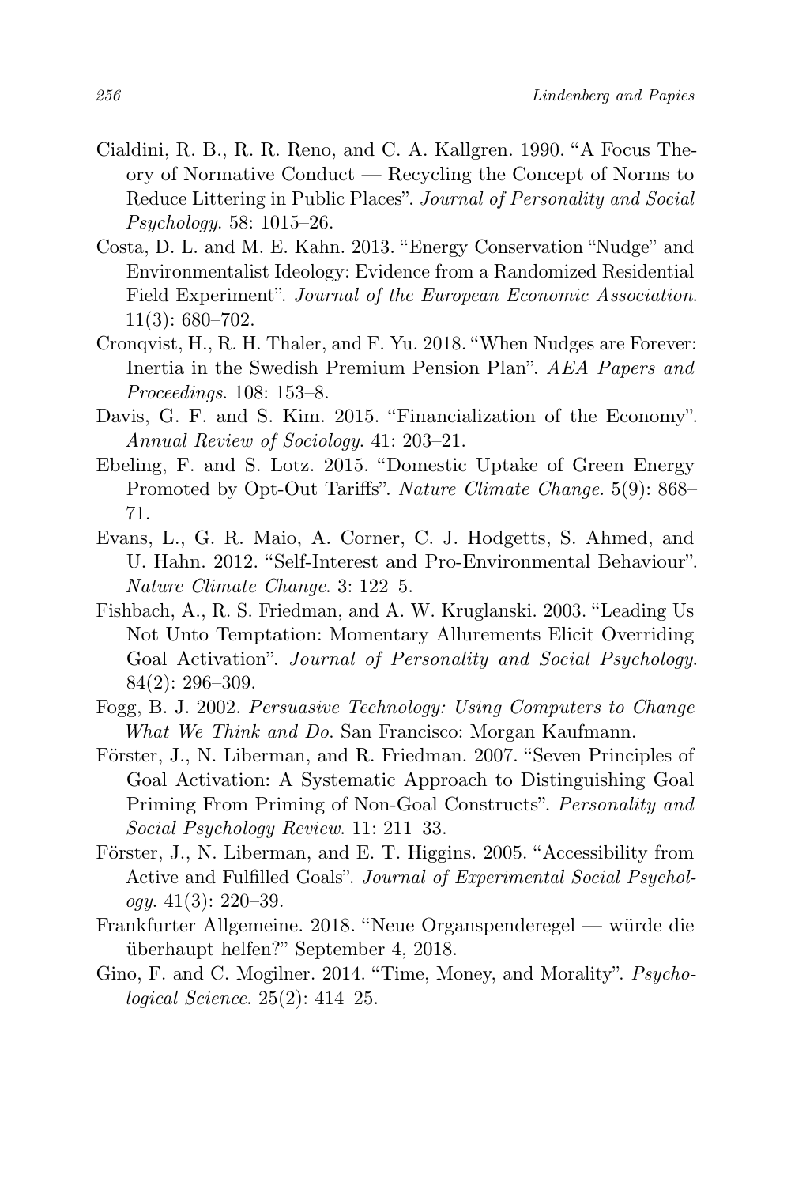Cialdini, R. B., R. R. Reno, and C. A. Kallgren. 1990. "A Focus Theory of Normative Conduct — Recycling the Concept of Norms to Reduce Littering in Public Places". *Journal of Personality and Social Psychology*. 58: 1015–26.

Costa, D. L. and M. E. Kahn. 2013. "Energy Conservation "Nudge" and Environmentalist Ideology: Evidence from a Randomized Residential Field Experiment". *Journal of the European Economic Association*. 11(3): 680–702.

Cronqvist, H., R. H. Thaler, and F. Yu. 2018. "When Nudges are Forever: Inertia in the Swedish Premium Pension Plan". *AEA Papers and Proceedings*. 108: 153–8.

Davis, G. F. and S. Kim. 2015. "Financialization of the Economy". *Annual Review of Sociology*. 41: 203–21.

Ebeling, F. and S. Lotz. 2015. "Domestic Uptake of Green Energy Promoted by Opt-Out Tariffs". *Nature Climate Change*. 5(9): 868–71.

Evans, L., G. R. Maio, A. Corner, C. J. Hodgetts, S. Ahmed, and U. Hahn. 2012. "Self-Interest and Pro-Environmental Behaviour". *Nature Climate Change*. 3: 122–5.

Fishbach, A., R. S. Friedman, and A. W. Kruglanski. 2003. "Leading Us Not Unto Temptation: Momentary Allurements Elicit Overriding Goal Activation". *Journal of Personality and Social Psychology*. 84(2): 296–309.

Fogg, B. J. 2002. *Persuasive Technology: Using Computers to Change What We Think and Do*. San Francisco: Morgan Kaufmann.

Förster, J., N. Liberman, and R. Friedman. 2007. "Seven Principles of Goal Activation: A Systematic Approach to Distinguishing Goal Priming From Priming of Non-Goal Constructs". *Personality and Social Psychology Review*. 11: 211–33.

Förster, J., N. Liberman, and E. T. Higgins. 2005. "Accessibility from Active and Fulfilled Goals". *Journal of Experimental Social Psychology*. 41(3): 220–39.

Frankfurter Allgemeine. 2018. "Neue Organspenderegel — würde die überhaupt helfen?" September 4, 2018.

Gino, F. and C. Mogilner. 2014. "Time, Money, and Morality". *Psychological Science*. 25(2): 414–25.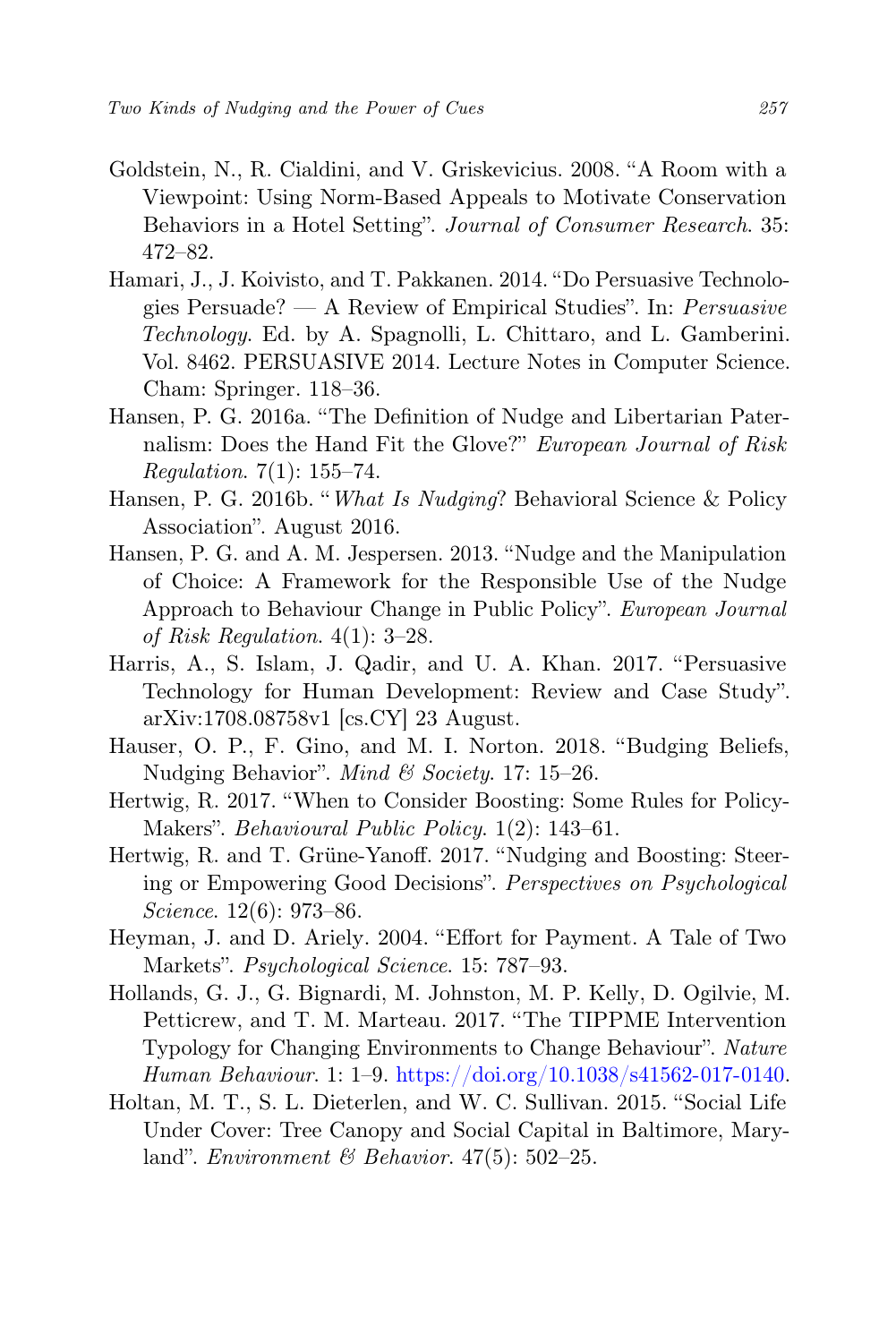Goldstein, N., R. Cialdini, and V. Griskevicius. 2008. "A Room with a Viewpoint: Using Norm-Based Appeals to Motivate Conservation Behaviors in a Hotel Setting". *Journal of Consumer Research*. 35: 472–82.

Hamari, J., J. Koivisto, and T. Pakkanen. 2014. "Do Persuasive Technologies Persuade? — A Review of Empirical Studies". In: *Persuasive Technology*. Ed. by A. Spagnolli, L. Chittaro, and L. Gamberini. Vol. 8462. PERSUASIVE 2014. Lecture Notes in Computer Science. Cham: Springer. 118–36.

Hansen, P. G. 2016a. "The Definition of Nudge and Libertarian Paternalism: Does the Hand Fit the Glove?" *European Journal of Risk Regulation*. 7(1): 155–74.

Hansen, P. G. 2016b. "*What Is Nudging*? Behavioral Science & Policy Association". August 2016.

Hansen, P. G. and A. M. Jespersen. 2013. "Nudge and the Manipulation of Choice: A Framework for the Responsible Use of the Nudge Approach to Behaviour Change in Public Policy". *European Journal of Risk Regulation*. 4(1): 3–28.

Harris, A., S. Islam, J. Qadir, and U. A. Khan. 2017. "Persuasive Technology for Human Development: Review and Case Study". arXiv:1708.08758v1 [cs.CY] 23 August.

Hauser, O. P., F. Gino, and M. I. Norton. 2018. "Budging Beliefs, Nudging Behavior". *Mind & Society*. 17: 15–26.

Hertwig, R. 2017. "When to Consider Boosting: Some Rules for Policy-Makers". *Behavioural Public Policy*. 1(2): 143–61.

Hertwig, R. and T. Grüne-Yanoff. 2017. "Nudging and Boosting: Steering or Empowering Good Decisions". *Perspectives on Psychological Science*. 12(6): 973–86.

Heyman, J. and D. Ariely. 2004. "Effort for Payment. A Tale of Two Markets". *Psychological Science*. 15: 787–93.

Hollands, G. J., G. Bignardi, M. Johnston, M. P. Kelly, D. Ogilvie, M. Petticrew, and T. M. Marteau. 2017. "The TIPPME Intervention Typology for Changing Environments to Change Behaviour". *Nature Human Behaviour*. 1: 1–9. https://doi.org/10.1038/s41562-017-0140.

Holtan, M. T., S. L. Dieterlen, and W. C. Sullivan. 2015. "Social Life Under Cover: Tree Canopy and Social Capital in Baltimore, Maryland". *Environment & Behavior*. 47(5): 502–25.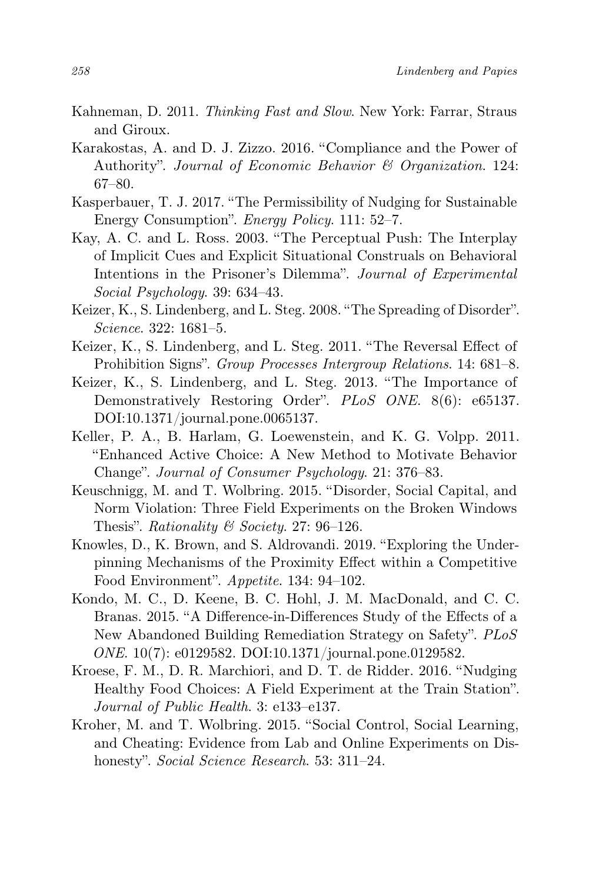Kahneman, D. 2011. *Thinking Fast and Slow*. New York: Farrar, Straus and Giroux.

Karakostas, A. and D. J. Zizzo. 2016. "Compliance and the Power of Authority". *Journal of Economic Behavior & Organization*. 124: 67–80.

Kasperbauer, T. J. 2017. "The Permissibility of Nudging for Sustainable Energy Consumption". *Energy Policy*. 111: 52–7.

Kay, A. C. and L. Ross. 2003. "The Perceptual Push: The Interplay of Implicit Cues and Explicit Situational Construals on Behavioral Intentions in the Prisoner's Dilemma". *Journal of Experimental Social Psychology*. 39: 634–43.

Keizer, K., S. Lindenberg, and L. Steg. 2008. "The Spreading of Disorder". *Science*. 322: 1681–5.

Keizer, K., S. Lindenberg, and L. Steg. 2011. "The Reversal Effect of Prohibition Signs". *Group Processes Intergroup Relations*. 14: 681–8.

Keizer, K., S. Lindenberg, and L. Steg. 2013. "The Importance of Demonstratively Restoring Order". *PLoS ONE*. 8(6): e65137. DOI:10.1371/journal.pone.0065137.

Keller, P. A., B. Harlam, G. Loewenstein, and K. G. Volpp. 2011. "Enhanced Active Choice: A New Method to Motivate Behavior Change". *Journal of Consumer Psychology*. 21: 376–83.

Keuschnigg, M. and T. Wolbring. 2015. "Disorder, Social Capital, and Norm Violation: Three Field Experiments on the Broken Windows Thesis". *Rationality & Society*. 27: 96–126.

Knowles, D., K. Brown, and S. Aldrovandi. 2019. "Exploring the Underpinning Mechanisms of the Proximity Effect within a Competitive Food Environment". *Appetite*. 134: 94–102.

Kondo, M. C., D. Keene, B. C. Hohl, J. M. MacDonald, and C. C. Branas. 2015. "A Difference-in-Differences Study of the Effects of a New Abandoned Building Remediation Strategy on Safety". *PLoS ONE*. 10(7): e0129582. DOI:10.1371/journal.pone.0129582.

Kroese, F. M., D. R. Marchiori, and D. T. de Ridder. 2016. "Nudging Healthy Food Choices: A Field Experiment at the Train Station". *Journal of Public Health*. 3: e133–e137.

Kroher, M. and T. Wolbring. 2015. "Social Control, Social Learning, and Cheating: Evidence from Lab and Online Experiments on Dishonesty". *Social Science Research*. 53: 311–24.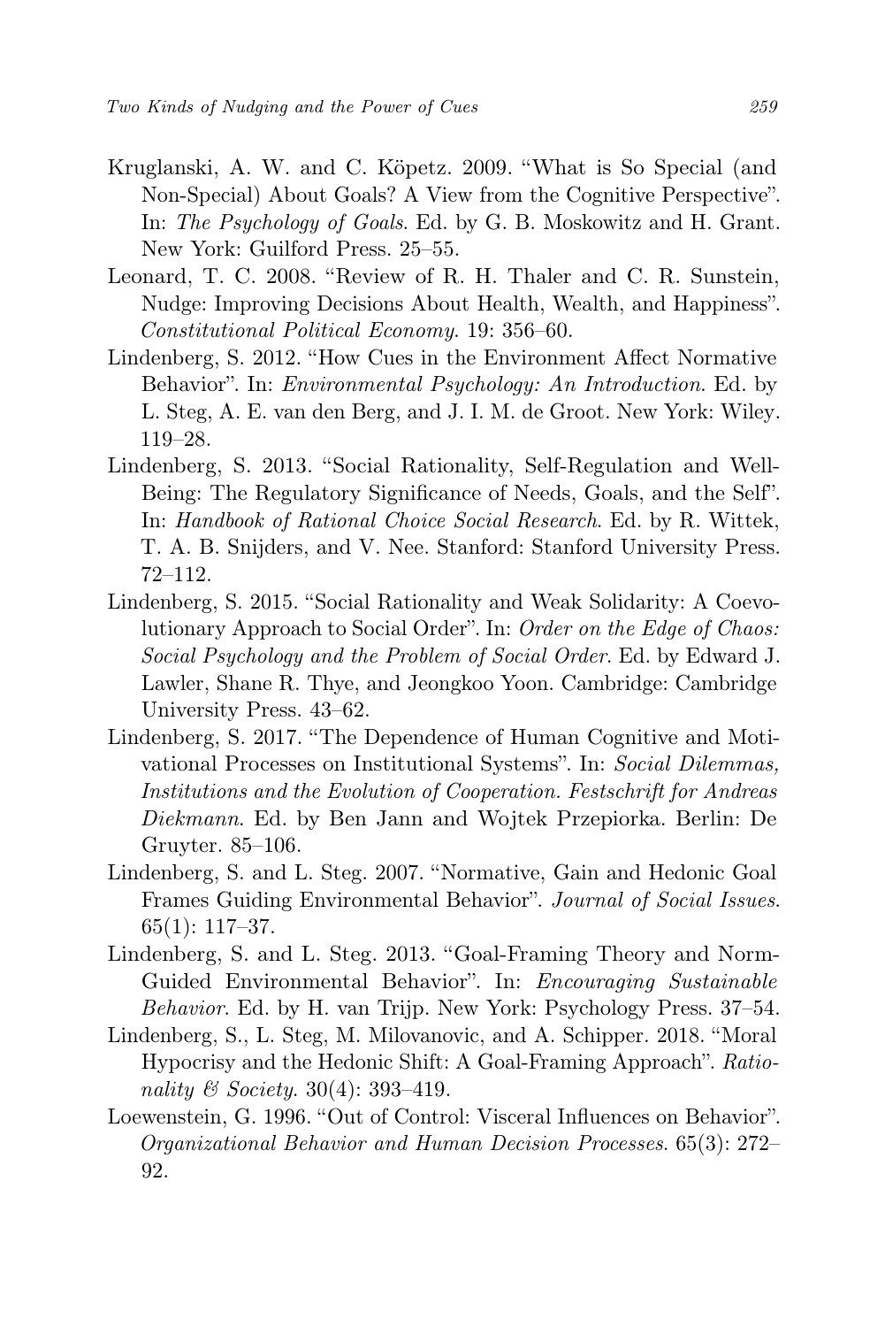Kruglanski, A. W. and C. Köpetz. 2009. "What is So Special (and Non-Special) About Goals? A View from the Cognitive Perspective". In: *The Psychology of Goals*. Ed. by G. B. Moskowitz and H. Grant. New York: Guilford Press. 25–55.

Leonard, T. C. 2008. "Review of R. H. Thaler and C. R. Sunstein, Nudge: Improving Decisions About Health, Wealth, and Happiness". *Constitutional Political Economy*. 19: 356–60.

Lindenberg, S. 2012. "How Cues in the Environment Affect Normative Behavior". In: *Environmental Psychology: An Introduction*. Ed. by L. Steg, A. E. van den Berg, and J. I. M. de Groot. New York: Wiley. 119–28.

Lindenberg, S. 2013. "Social Rationality, Self-Regulation and Well-Being: The Regulatory Significance of Needs, Goals, and the Self". In: *Handbook of Rational Choice Social Research*. Ed. by R. Wittek, T. A. B. Snijders, and V. Nee. Stanford: Stanford University Press. 72–112.

Lindenberg, S. 2015. "Social Rationality and Weak Solidarity: A Coevolutionary Approach to Social Order". In: *Order on the Edge of Chaos: Social Psychology and the Problem of Social Order*. Ed. by Edward J. Lawler, Shane R. Thye, and Jeongkoo Yoon. Cambridge: Cambridge University Press. 43–62.

Lindenberg, S. 2017. "The Dependence of Human Cognitive and Motivational Processes on Institutional Systems". In: *Social Dilemmas, Institutions and the Evolution of Cooperation. Festschrift for Andreas Diekmann*. Ed. by Ben Jann and Wojtek Przepiorka. Berlin: De Gruyter. 85–106.

Lindenberg, S. and L. Steg. 2007. "Normative, Gain and Hedonic Goal Frames Guiding Environmental Behavior". *Journal of Social Issues*. 65(1): 117–37.

Lindenberg, S. and L. Steg. 2013. "Goal-Framing Theory and Norm-Guided Environmental Behavior". In: *Encouraging Sustainable Behavior*. Ed. by H. van Trijp. New York: Psychology Press. 37–54.

Lindenberg, S., L. Steg, M. Milovanovic, and A. Schipper. 2018. "Moral Hypocrisy and the Hedonic Shift: A Goal-Framing Approach". *Rationality & Society*. 30(4): 393–419.

Loewenstein, G. 1996. "Out of Control: Visceral Influences on Behavior". *Organizational Behavior and Human Decision Processes*. 65(3): 272–92.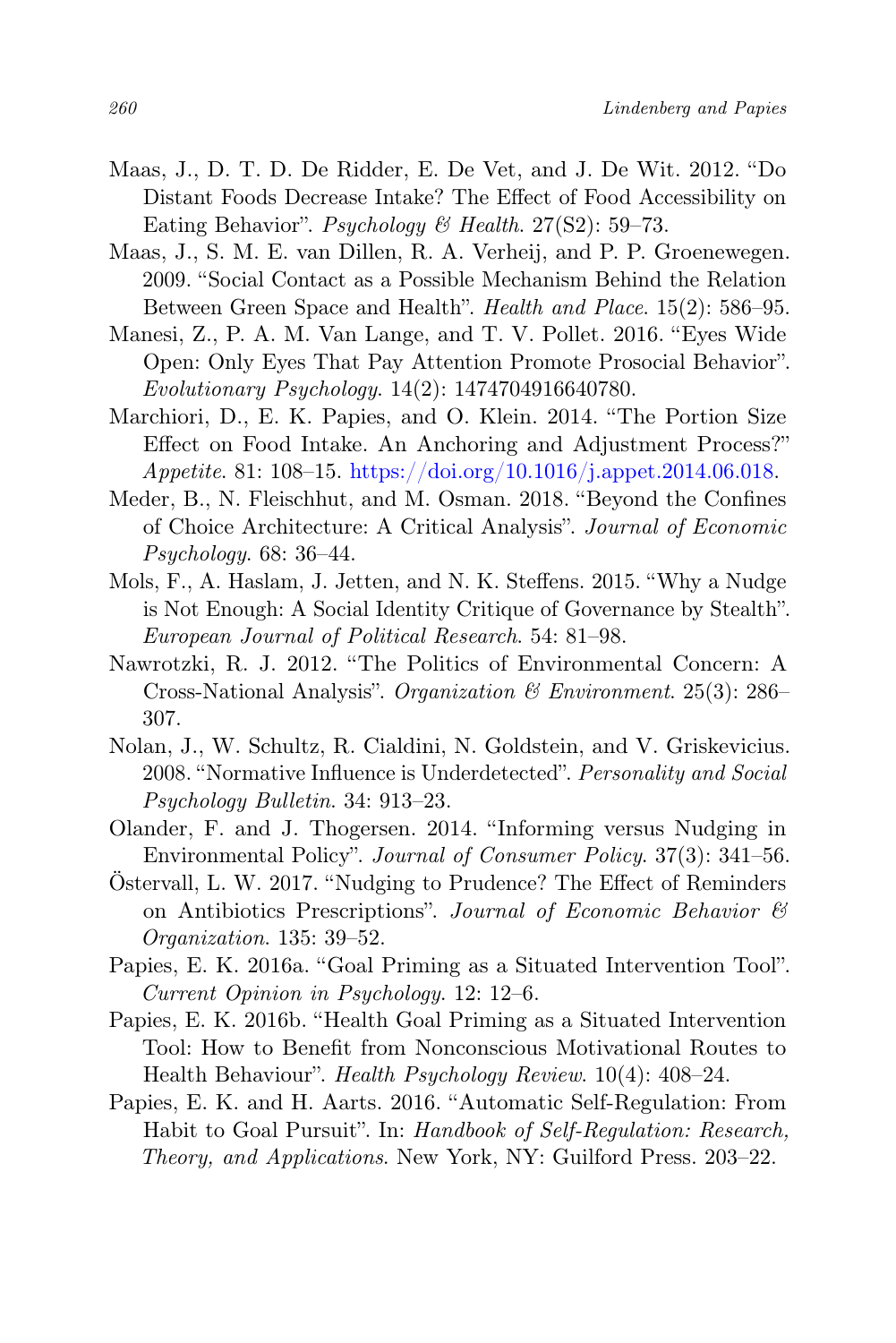Maas, J., D. T. D. De Ridder, E. De Vet, and J. De Wit. 2012. "Do Distant Foods Decrease Intake? The Effect of Food Accessibility on Eating Behavior". *Psychology & Health*. 27(S2): 59–73.

Maas, J., S. M. E. van Dillen, R. A. Verheij, and P. P. Groenewegen. 2009. "Social Contact as a Possible Mechanism Behind the Relation Between Green Space and Health". *Health and Place*. 15(2): 586–95.

Manesi, Z., P. A. M. Van Lange, and T. V. Pollet. 2016. "Eyes Wide Open: Only Eyes That Pay Attention Promote Prosocial Behavior". *Evolutionary Psychology*. 14(2): 1474704916640780.

Marchiori, D., E. K. Papies, and O. Klein. 2014. "The Portion Size Effect on Food Intake. An Anchoring and Adjustment Process?" *Appetite*. 81: 108–15. https://doi.org/10.1016/j.appet.2014.06.018.

Meder, B., N. Fleischhut, and M. Osman. 2018. "Beyond the Confines of Choice Architecture: A Critical Analysis". *Journal of Economic Psychology*. 68: 36–44.

Mols, F., A. Haslam, J. Jetten, and N. K. Steffens. 2015. "Why a Nudge is Not Enough: A Social Identity Critique of Governance by Stealth". *European Journal of Political Research*. 54: 81–98.

Nawrotzki, R. J. 2012. "The Politics of Environmental Concern: A Cross-National Analysis". *Organization & Environment*. 25(3): 286–307.

Nolan, J., W. Schultz, R. Cialdini, N. Goldstein, and V. Griskevicius. 2008. "Normative Influence is Underdetected". *Personality and Social Psychology Bulletin*. 34: 913–23.

Olander, F. and J. Thogersen. 2014. "Informing versus Nudging in Environmental Policy". *Journal of Consumer Policy*. 37(3): 341–56.

Östervall, L. W. 2017. "Nudging to Prudence? The Effect of Reminders on Antibiotics Prescriptions". *Journal of Economic Behavior & Organization*. 135: 39–52.

Papies, E. K. 2016a. "Goal Priming as a Situated Intervention Tool". *Current Opinion in Psychology*. 12: 12–6.

Papies, E. K. 2016b. "Health Goal Priming as a Situated Intervention Tool: How to Benefit from Nonconscious Motivational Routes to Health Behaviour". *Health Psychology Review*. 10(4): 408–24.

Papies, E. K. and H. Aarts. 2016. "Automatic Self-Regulation: From Habit to Goal Pursuit". In: *Handbook of Self-Regulation: Research, Theory, and Applications*. New York, NY: Guilford Press. 203–22.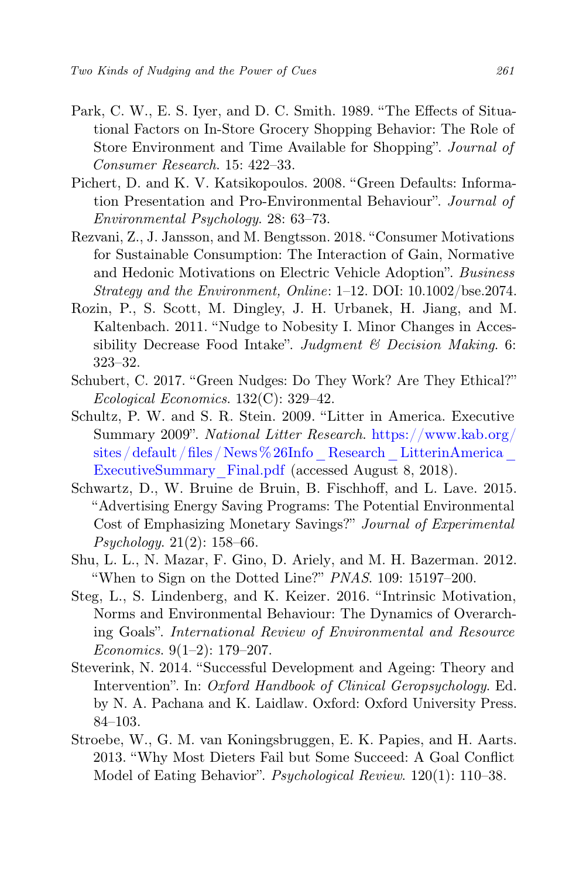Park, C. W., E. S. Iyer, and D. C. Smith. 1989. "The Effects of Situational Factors on In-Store Grocery Shopping Behavior: The Role of Store Environment and Time Available for Shopping". *Journal of Consumer Research*. 15: 422–33.

Pichert, D. and K. V. Katsikopoulos. 2008. "Green Defaults: Information Presentation and Pro-Environmental Behaviour". *Journal of Environmental Psychology*. 28: 63–73.

Rezvani, Z., J. Jansson, and M. Bengtsson. 2018. "Consumer Motivations for Sustainable Consumption: The Interaction of Gain, Normative and Hedonic Motivations on Electric Vehicle Adoption". *Business Strategy and the Environment, Online*: 1–12. DOI: 10.1002/bse.2074.

Rozin, P., S. Scott, M. Dingley, J. H. Urbanek, H. Jiang, and M. Kaltenbach. 2011. "Nudge to Nobesity I. Minor Changes in Accessibility Decrease Food Intake". *Judgment & Decision Making*. 6: 323–32.

Schubert, C. 2017. "Green Nudges: Do They Work? Are They Ethical?" *Ecological Economics*. 132(C): 329–42.

Schultz, P. W. and S. R. Stein. 2009. "Litter in America. Executive Summary 2009". *National Litter Research*. https://www.kab.org/sites/default/files/News%26Info_Research_LitterinAmerica_ExecutiveSummary_Final.pdf (accessed August 8, 2018).

Schwartz, D., W. Bruine de Bruin, B. Fischhoff, and L. Lave. 2015. "Advertising Energy Saving Programs: The Potential Environmental Cost of Emphasizing Monetary Savings?" *Journal of Experimental Psychology*. 21(2): 158–66.

Shu, L. L., N. Mazar, F. Gino, D. Ariely, and M. H. Bazerman. 2012. "When to Sign on the Dotted Line?" *PNAS*. 109: 15197–200.

Steg, L., S. Lindenberg, and K. Keizer. 2016. "Intrinsic Motivation, Norms and Environmental Behaviour: The Dynamics of Overarching Goals". *International Review of Environmental and Resource Economics*. 9(1–2): 179–207.

Steverink, N. 2014. "Successful Development and Ageing: Theory and Intervention". In: *Oxford Handbook of Clinical Geropsychology*. Ed. by N. A. Pachana and K. Laidlaw. Oxford: Oxford University Press. 84–103.

Stroebe, W., G. M. van Koningsbruggen, E. K. Papies, and H. Aarts. 2013. "Why Most Dieters Fail but Some Succeed: A Goal Conflict Model of Eating Behavior". *Psychological Review*. 120(1): 110–38.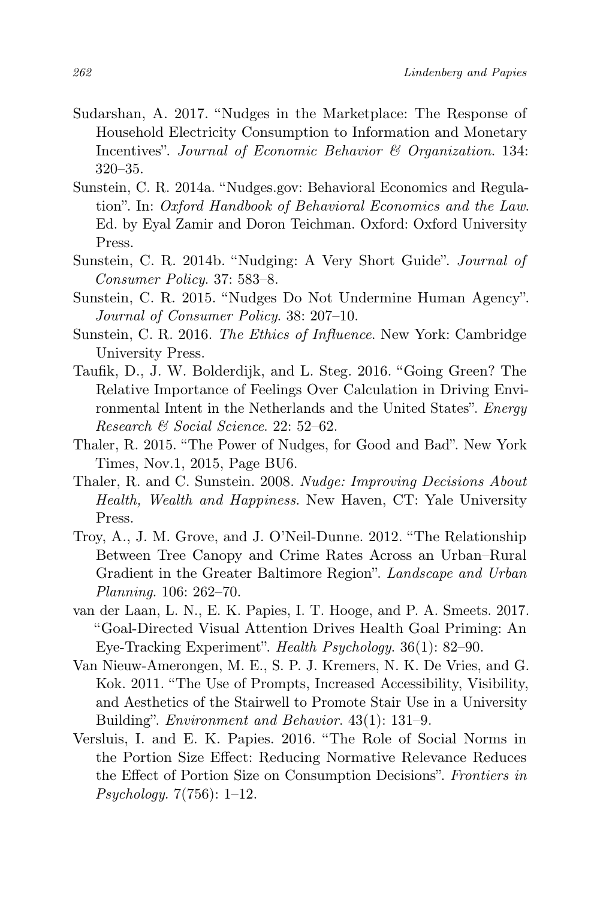Sudarshan, A. 2017. "Nudges in the Marketplace: The Response of Household Electricity Consumption to Information and Monetary Incentives". *Journal of Economic Behavior & Organization*. 134: 320–35.

Sunstein, C. R. 2014a. "Nudges.gov: Behavioral Economics and Regulation". In: *Oxford Handbook of Behavioral Economics and the Law*. Ed. by Eyal Zamir and Doron Teichman. Oxford: Oxford University Press.

Sunstein, C. R. 2014b. "Nudging: A Very Short Guide". *Journal of Consumer Policy*. 37: 583–8.

Sunstein, C. R. 2015. "Nudges Do Not Undermine Human Agency". *Journal of Consumer Policy*. 38: 207–10.

Sunstein, C. R. 2016. *The Ethics of Influence*. New York: Cambridge University Press.

Taufik, D., J. W. Bolderdijk, and L. Steg. 2016. "Going Green? The Relative Importance of Feelings Over Calculation in Driving Environmental Intent in the Netherlands and the United States". *Energy Research & Social Science*. 22: 52–62.

Thaler, R. 2015. "The Power of Nudges, for Good and Bad". New York Times, Nov.1, 2015, Page BU6.

Thaler, R. and C. Sunstein. 2008. *Nudge: Improving Decisions About Health, Wealth and Happiness*. New Haven, CT: Yale University Press.

Troy, A., J. M. Grove, and J. O'Neil-Dunne. 2012. "The Relationship Between Tree Canopy and Crime Rates Across an Urban–Rural Gradient in the Greater Baltimore Region". *Landscape and Urban Planning*. 106: 262–70.

van der Laan, L. N., E. K. Papies, I. T. Hooge, and P. A. Smeets. 2017. "Goal-Directed Visual Attention Drives Health Goal Priming: An Eye-Tracking Experiment". *Health Psychology*. 36(1): 82–90.

Van Nieuw-Amerongen, M. E., S. P. J. Kremers, N. K. De Vries, and G. Kok. 2011. "The Use of Prompts, Increased Accessibility, Visibility, and Aesthetics of the Stairwell to Promote Stair Use in a University Building". *Environment and Behavior*. 43(1): 131–9.

Versluis, I. and E. K. Papies. 2016. "The Role of Social Norms in the Portion Size Effect: Reducing Normative Relevance Reduces the Effect of Portion Size on Consumption Decisions". *Frontiers in Psychology*. 7(756): 1–12.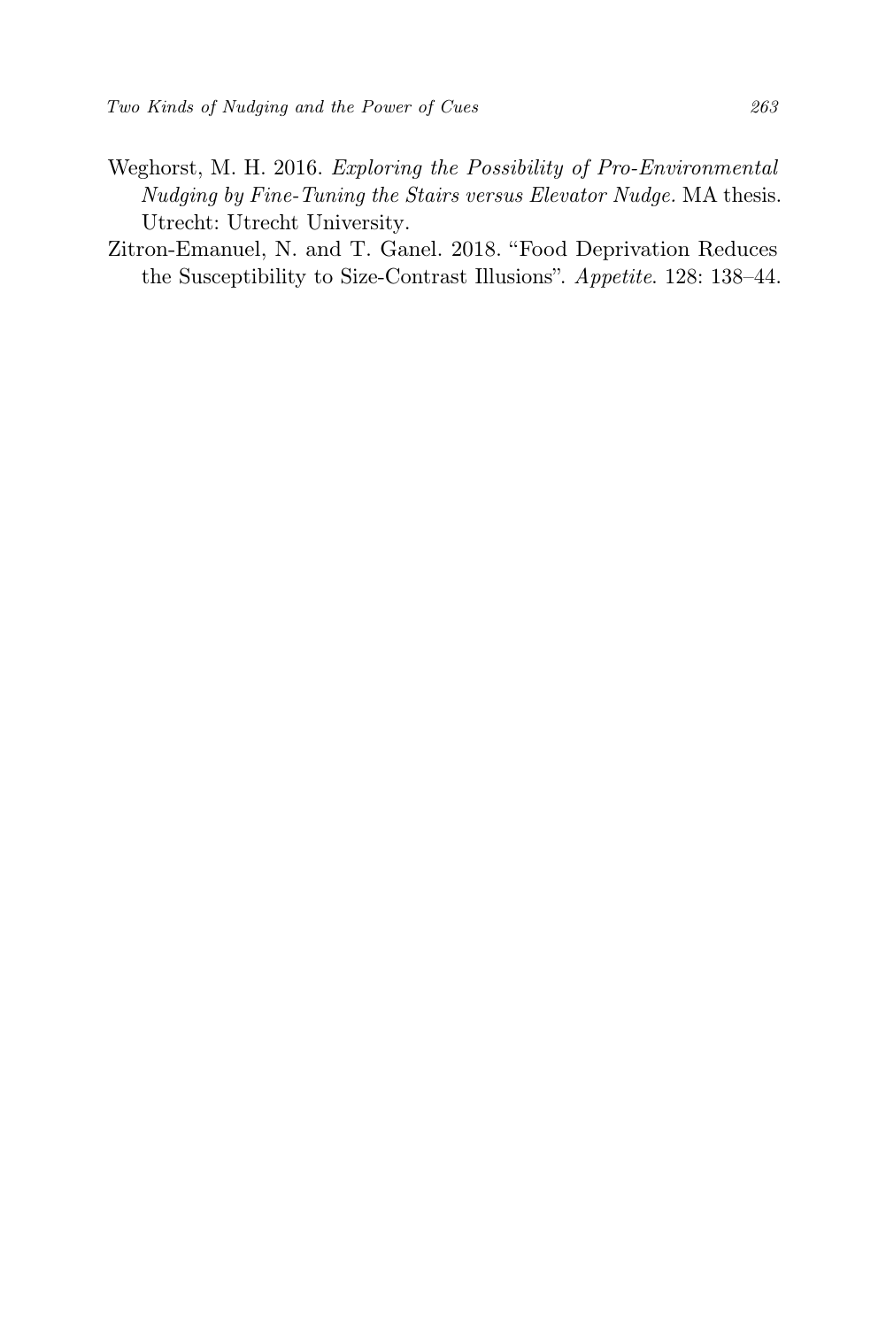Weghorst, M. H. 2016. *Exploring the Possibility of Pro-Environmental Nudging by Fine-Tuning the Stairs versus Elevator Nudge.* MA thesis. Utrecht: Utrecht University.

Zitron-Emanuel, N. and T. Ganel. 2018. "Food Deprivation Reduces the Susceptibility to Size-Contrast Illusions". *Appetite*. 128: 138–44.